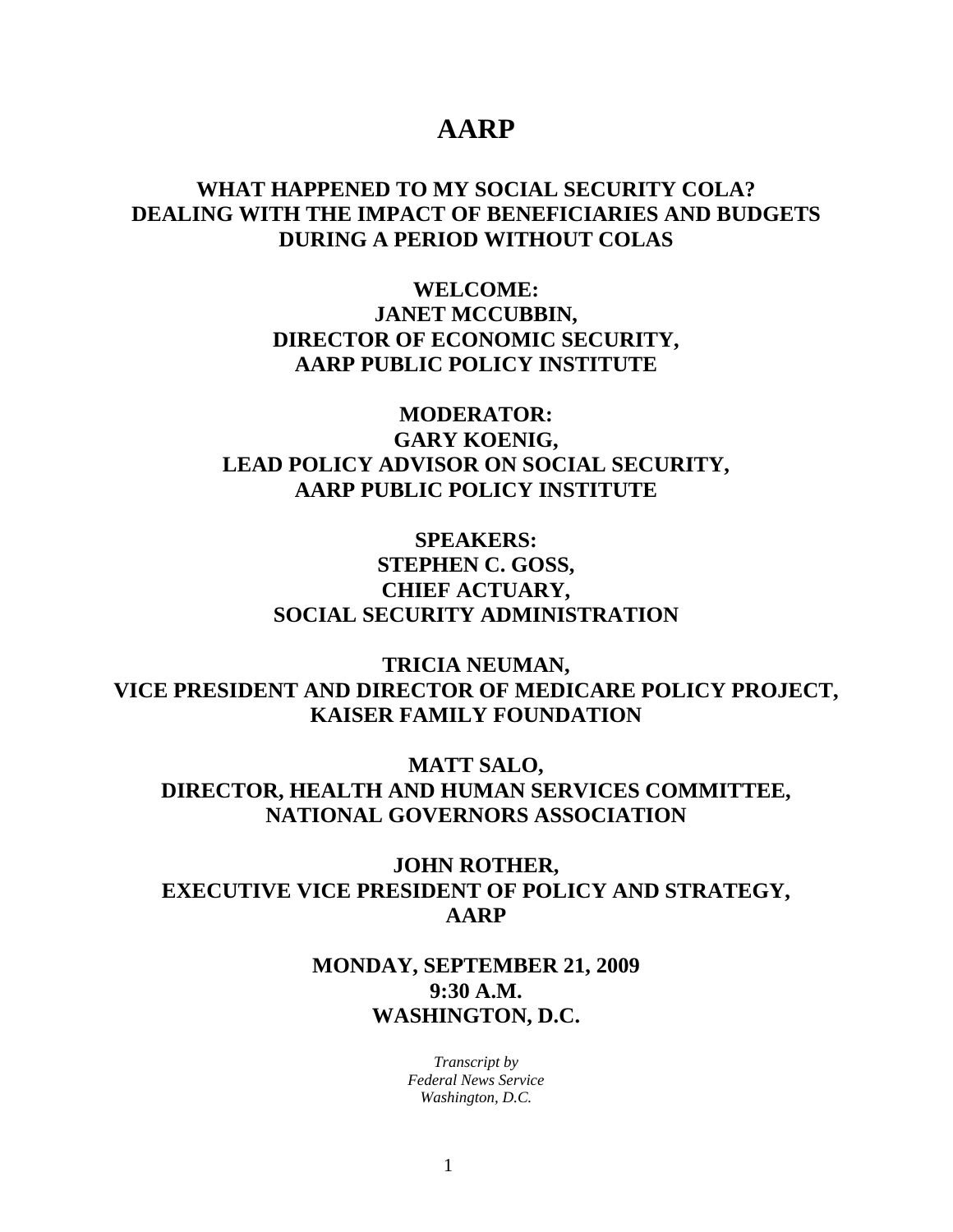# AARP

## WHAT HAPPENED TO MY SOCIAL SECURITY COLA? DEALING WITH THE IMPACT OF BENEFICIARIES AND BUDGETS DURING A PERIOD WITHOUT COLAS

**WELCOME:**
**JANET MCCUBBIN,**
**DIRECTOR OF ECONOMIC SECURITY,**
**AARP PUBLIC POLICY INSTITUTE**

**MODERATOR:**
**GARY KOENIG,**
**LEAD POLICY ADVISOR ON SOCIAL SECURITY,**
**AARP PUBLIC POLICY INSTITUTE**

**SPEAKERS:**
**STEPHEN C. GOSS,**
**CHIEF ACTUARY,**
**SOCIAL SECURITY ADMINISTRATION**

**TRICIA NEUMAN,**
**VICE PRESIDENT AND DIRECTOR OF MEDICARE POLICY PROJECT,**
**KAISER FAMILY FOUNDATION**

**MATT SALO,**
**DIRECTOR, HEALTH AND HUMAN SERVICES COMMITTEE,**
**NATIONAL GOVERNORS ASSOCIATION**

**JOHN ROTHER,**
**EXECUTIVE VICE PRESIDENT OF POLICY AND STRATEGY,**
**AARP**

**MONDAY, SEPTEMBER 21, 2009**
**9:30 A.M.**
**WASHINGTON, D.C.**

*Transcript by*
*Federal News Service*
*Washington, D.C.*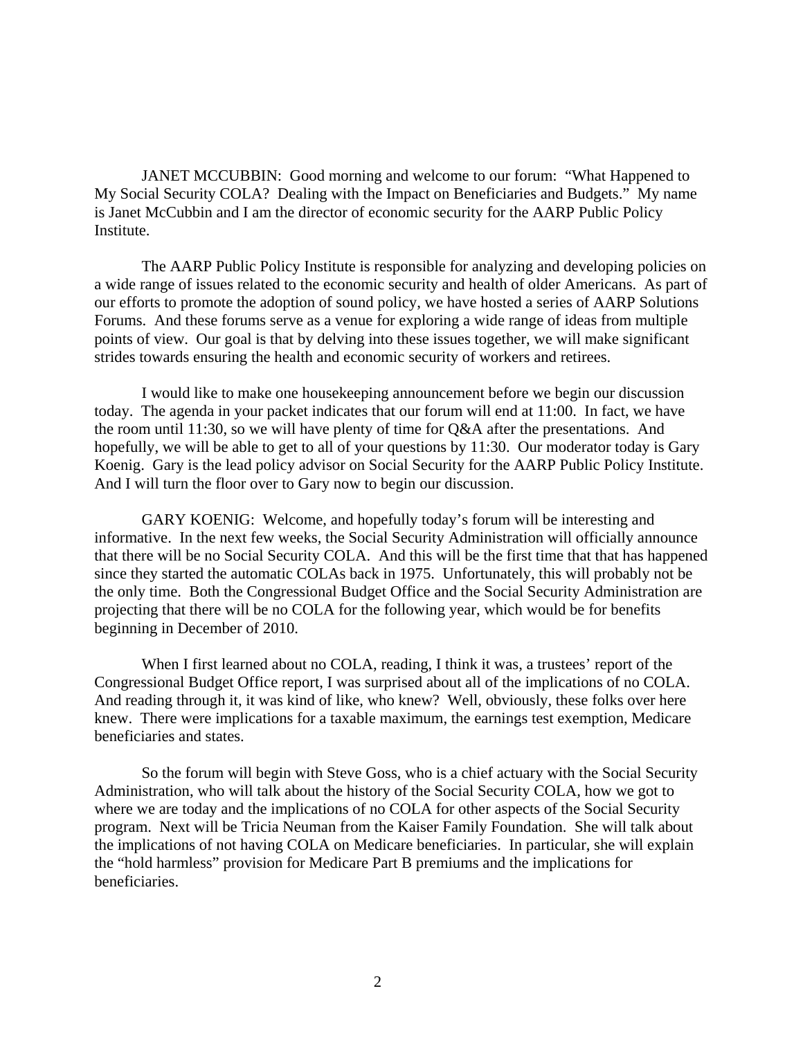JANET MCCUBBIN: Good morning and welcome to our forum: "What Happened to My Social Security COLA? Dealing with the Impact on Beneficiaries and Budgets." My name is Janet McCubbin and I am the director of economic security for the AARP Public Policy Institute.

The AARP Public Policy Institute is responsible for analyzing and developing policies on a wide range of issues related to the economic security and health of older Americans. As part of our efforts to promote the adoption of sound policy, we have hosted a series of AARP Solutions Forums. And these forums serve as a venue for exploring a wide range of ideas from multiple points of view. Our goal is that by delving into these issues together, we will make significant strides towards ensuring the health and economic security of workers and retirees.

I would like to make one housekeeping announcement before we begin our discussion today. The agenda in your packet indicates that our forum will end at 11:00. In fact, we have the room until 11:30, so we will have plenty of time for Q&A after the presentations. And hopefully, we will be able to get to all of your questions by 11:30. Our moderator today is Gary Koenig. Gary is the lead policy advisor on Social Security for the AARP Public Policy Institute. And I will turn the floor over to Gary now to begin our discussion.

GARY KOENIG: Welcome, and hopefully today's forum will be interesting and informative. In the next few weeks, the Social Security Administration will officially announce that there will be no Social Security COLA. And this will be the first time that that has happened since they started the automatic COLAs back in 1975. Unfortunately, this will probably not be the only time. Both the Congressional Budget Office and the Social Security Administration are projecting that there will be no COLA for the following year, which would be for benefits beginning in December of 2010.

When I first learned about no COLA, reading, I think it was, a trustees' report of the Congressional Budget Office report, I was surprised about all of the implications of no COLA. And reading through it, it was kind of like, who knew? Well, obviously, these folks over here knew. There were implications for a taxable maximum, the earnings test exemption, Medicare beneficiaries and states.

So the forum will begin with Steve Goss, who is a chief actuary with the Social Security Administration, who will talk about the history of the Social Security COLA, how we got to where we are today and the implications of no COLA for other aspects of the Social Security program. Next will be Tricia Neuman from the Kaiser Family Foundation. She will talk about the implications of not having COLA on Medicare beneficiaries. In particular, she will explain the "hold harmless" provision for Medicare Part B premiums and the implications for beneficiaries.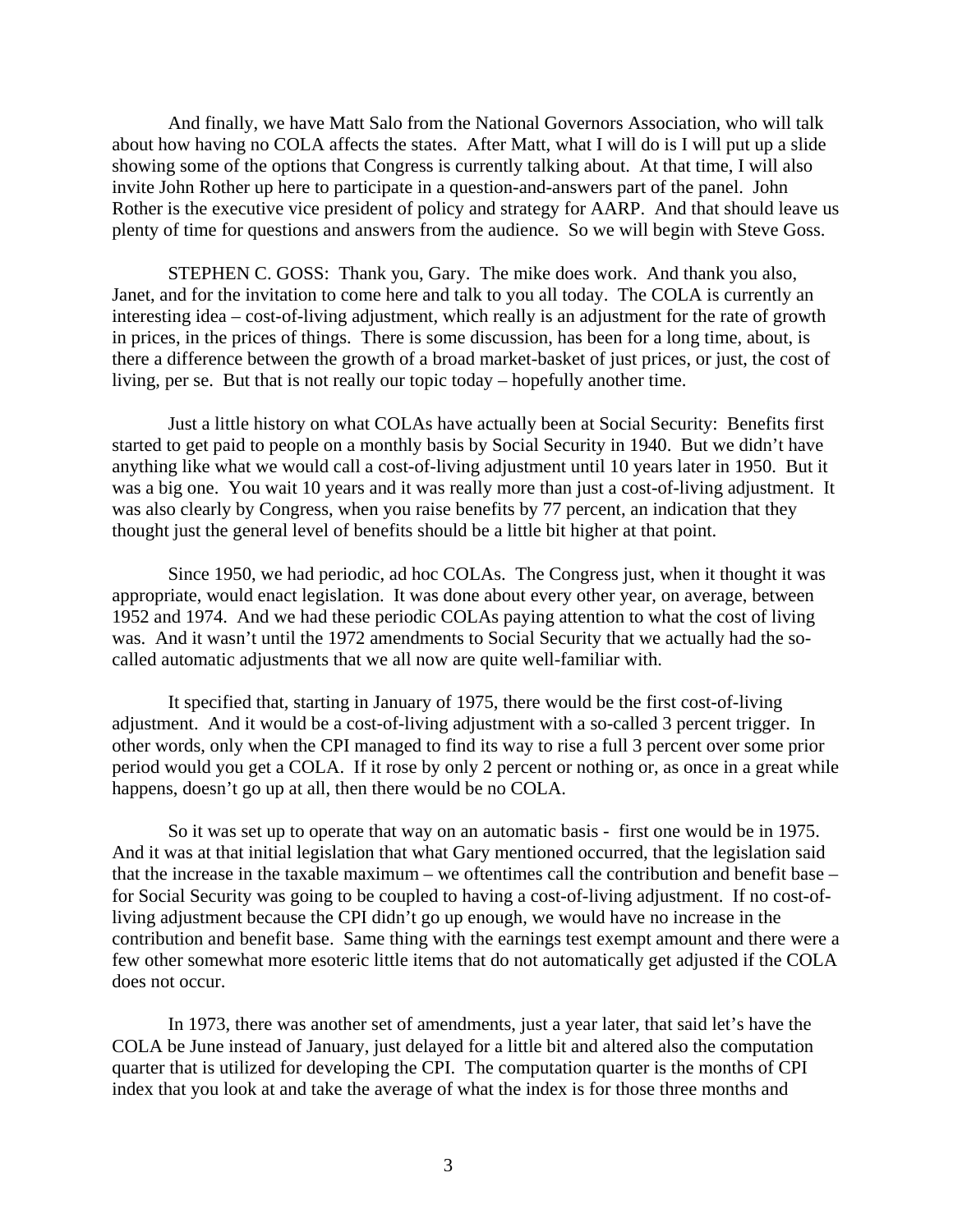And finally, we have Matt Salo from the National Governors Association, who will talk about how having no COLA affects the states. After Matt, what I will do is I will put up a slide showing some of the options that Congress is currently talking about. At that time, I will also invite John Rother up here to participate in a question-and-answers part of the panel. John Rother is the executive vice president of policy and strategy for AARP. And that should leave us plenty of time for questions and answers from the audience. So we will begin with Steve Goss.

STEPHEN C. GOSS: Thank you, Gary. The mike does work. And thank you also, Janet, and for the invitation to come here and talk to you all today. The COLA is currently an interesting idea – cost-of-living adjustment, which really is an adjustment for the rate of growth in prices, in the prices of things. There is some discussion, has been for a long time, about, is there a difference between the growth of a broad market-basket of just prices, or just, the cost of living, per se. But that is not really our topic today – hopefully another time.

Just a little history on what COLAs have actually been at Social Security: Benefits first started to get paid to people on a monthly basis by Social Security in 1940. But we didn't have anything like what we would call a cost-of-living adjustment until 10 years later in 1950. But it was a big one. You wait 10 years and it was really more than just a cost-of-living adjustment. It was also clearly by Congress, when you raise benefits by 77 percent, an indication that they thought just the general level of benefits should be a little bit higher at that point.

Since 1950, we had periodic, ad hoc COLAs. The Congress just, when it thought it was appropriate, would enact legislation. It was done about every other year, on average, between 1952 and 1974. And we had these periodic COLAs paying attention to what the cost of living was. And it wasn't until the 1972 amendments to Social Security that we actually had the so-called automatic adjustments that we all now are quite well-familiar with.

It specified that, starting in January of 1975, there would be the first cost-of-living adjustment. And it would be a cost-of-living adjustment with a so-called 3 percent trigger. In other words, only when the CPI managed to find its way to rise a full 3 percent over some prior period would you get a COLA. If it rose by only 2 percent or nothing or, as once in a great while happens, doesn't go up at all, then there would be no COLA.

So it was set up to operate that way on an automatic basis - first one would be in 1975. And it was at that initial legislation that what Gary mentioned occurred, that the legislation said that the increase in the taxable maximum – we oftentimes call the contribution and benefit base – for Social Security was going to be coupled to having a cost-of-living adjustment. If no cost-of-living adjustment because the CPI didn't go up enough, we would have no increase in the contribution and benefit base. Same thing with the earnings test exempt amount and there were a few other somewhat more esoteric little items that do not automatically get adjusted if the COLA does not occur.

In 1973, there was another set of amendments, just a year later, that said let's have the COLA be June instead of January, just delayed for a little bit and altered also the computation quarter that is utilized for developing the CPI. The computation quarter is the months of CPI index that you look at and take the average of what the index is for those three months and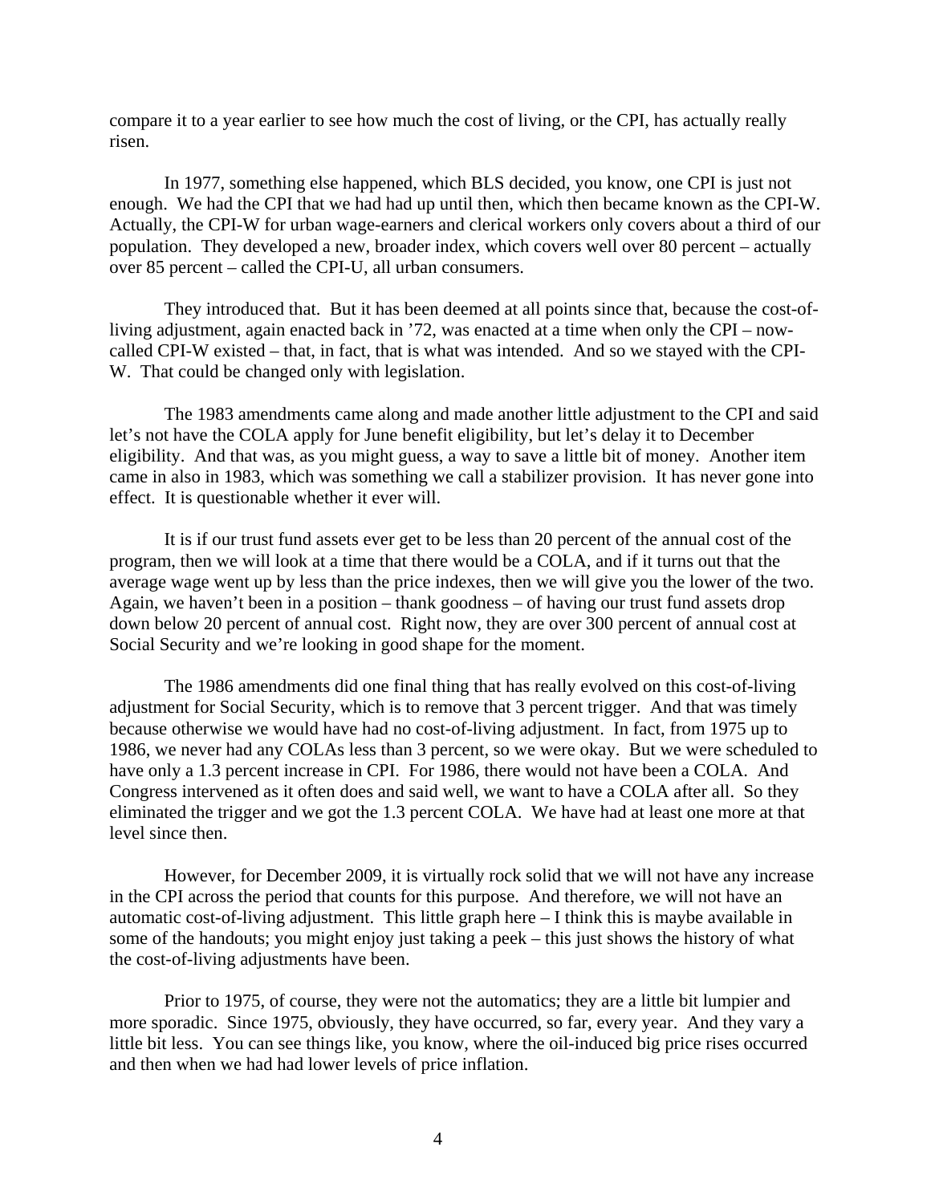compare it to a year earlier to see how much the cost of living, or the CPI, has actually really risen.

In 1977, something else happened, which BLS decided, you know, one CPI is just not enough. We had the CPI that we had had up until then, which then became known as the CPI-W. Actually, the CPI-W for urban wage-earners and clerical workers only covers about a third of our population. They developed a new, broader index, which covers well over 80 percent – actually over 85 percent – called the CPI-U, all urban consumers.

They introduced that. But it has been deemed at all points since that, because the cost-of-living adjustment, again enacted back in '72, was enacted at a time when only the CPI – now-called CPI-W existed – that, in fact, that is what was intended. And so we stayed with the CPI-W. That could be changed only with legislation.

The 1983 amendments came along and made another little adjustment to the CPI and said let's not have the COLA apply for June benefit eligibility, but let's delay it to December eligibility. And that was, as you might guess, a way to save a little bit of money. Another item came in also in 1983, which was something we call a stabilizer provision. It has never gone into effect. It is questionable whether it ever will.

It is if our trust fund assets ever get to be less than 20 percent of the annual cost of the program, then we will look at a time that there would be a COLA, and if it turns out that the average wage went up by less than the price indexes, then we will give you the lower of the two. Again, we haven't been in a position – thank goodness – of having our trust fund assets drop down below 20 percent of annual cost. Right now, they are over 300 percent of annual cost at Social Security and we're looking in good shape for the moment.

The 1986 amendments did one final thing that has really evolved on this cost-of-living adjustment for Social Security, which is to remove that 3 percent trigger. And that was timely because otherwise we would have had no cost-of-living adjustment. In fact, from 1975 up to 1986, we never had any COLAs less than 3 percent, so we were okay. But we were scheduled to have only a 1.3 percent increase in CPI. For 1986, there would not have been a COLA. And Congress intervened as it often does and said well, we want to have a COLA after all. So they eliminated the trigger and we got the 1.3 percent COLA. We have had at least one more at that level since then.

However, for December 2009, it is virtually rock solid that we will not have any increase in the CPI across the period that counts for this purpose. And therefore, we will not have an automatic cost-of-living adjustment. This little graph here – I think this is maybe available in some of the handouts; you might enjoy just taking a peek – this just shows the history of what the cost-of-living adjustments have been.

Prior to 1975, of course, they were not the automatics; they are a little bit lumpier and more sporadic. Since 1975, obviously, they have occurred, so far, every year. And they vary a little bit less. You can see things like, you know, where the oil-induced big price rises occurred and then when we had had lower levels of price inflation.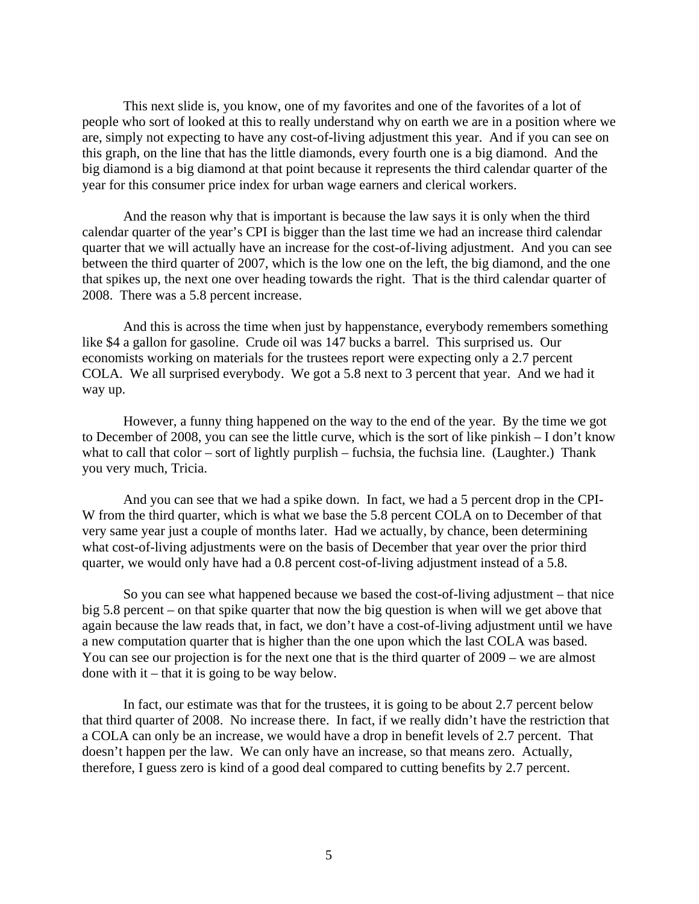This next slide is, you know, one of my favorites and one of the favorites of a lot of people who sort of looked at this to really understand why on earth we are in a position where we are, simply not expecting to have any cost-of-living adjustment this year. And if you can see on this graph, on the line that has the little diamonds, every fourth one is a big diamond. And the big diamond is a big diamond at that point because it represents the third calendar quarter of the year for this consumer price index for urban wage earners and clerical workers.

And the reason why that is important is because the law says it is only when the third calendar quarter of the year's CPI is bigger than the last time we had an increase third calendar quarter that we will actually have an increase for the cost-of-living adjustment. And you can see between the third quarter of 2007, which is the low one on the left, the big diamond, and the one that spikes up, the next one over heading towards the right. That is the third calendar quarter of 2008. There was a 5.8 percent increase.

And this is across the time when just by happenstance, everybody remembers something like $4 a gallon for gasoline. Crude oil was 147 bucks a barrel. This surprised us. Our economists working on materials for the trustees report were expecting only a 2.7 percent COLA. We all surprised everybody. We got a 5.8 next to 3 percent that year. And we had it way up.

However, a funny thing happened on the way to the end of the year. By the time we got to December of 2008, you can see the little curve, which is the sort of like pinkish – I don't know what to call that color – sort of lightly purplish – fuchsia, the fuchsia line. (Laughter.) Thank you very much, Tricia.

And you can see that we had a spike down. In fact, we had a 5 percent drop in the CPI-W from the third quarter, which is what we base the 5.8 percent COLA on to December of that very same year just a couple of months later. Had we actually, by chance, been determining what cost-of-living adjustments were on the basis of December that year over the prior third quarter, we would only have had a 0.8 percent cost-of-living adjustment instead of a 5.8.

So you can see what happened because we based the cost-of-living adjustment – that nice big 5.8 percent – on that spike quarter that now the big question is when will we get above that again because the law reads that, in fact, we don't have a cost-of-living adjustment until we have a new computation quarter that is higher than the one upon which the last COLA was based. You can see our projection is for the next one that is the third quarter of 2009 – we are almost done with it – that it is going to be way below.

In fact, our estimate was that for the trustees, it is going to be about 2.7 percent below that third quarter of 2008. No increase there. In fact, if we really didn't have the restriction that a COLA can only be an increase, we would have a drop in benefit levels of 2.7 percent. That doesn't happen per the law. We can only have an increase, so that means zero. Actually, therefore, I guess zero is kind of a good deal compared to cutting benefits by 2.7 percent.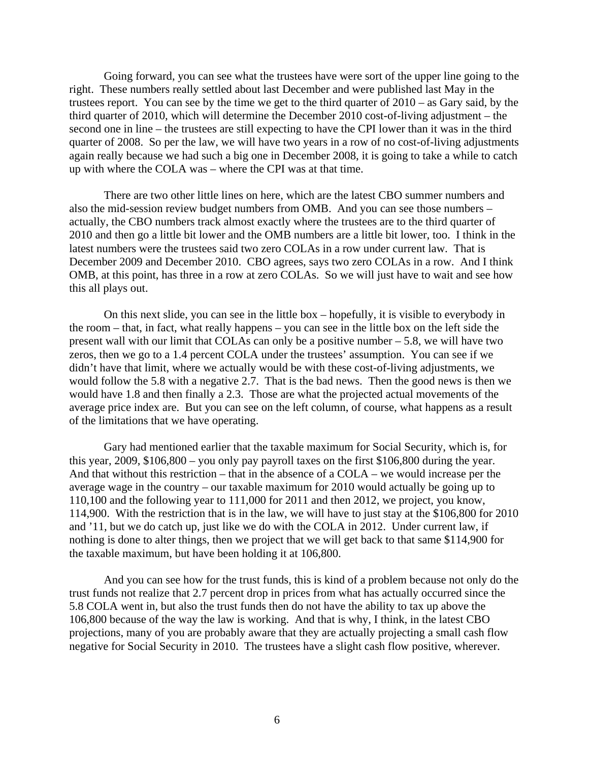Going forward, you can see what the trustees have were sort of the upper line going to the right. These numbers really settled about last December and were published last May in the trustees report. You can see by the time we get to the third quarter of 2010 – as Gary said, by the third quarter of 2010, which will determine the December 2010 cost-of-living adjustment – the second one in line – the trustees are still expecting to have the CPI lower than it was in the third quarter of 2008. So per the law, we will have two years in a row of no cost-of-living adjustments again really because we had such a big one in December 2008, it is going to take a while to catch up with where the COLA was – where the CPI was at that time.

There are two other little lines on here, which are the latest CBO summer numbers and also the mid-session review budget numbers from OMB. And you can see those numbers – actually, the CBO numbers track almost exactly where the trustees are to the third quarter of 2010 and then go a little bit lower and the OMB numbers are a little bit lower, too. I think in the latest numbers were the trustees said two zero COLAs in a row under current law. That is December 2009 and December 2010. CBO agrees, says two zero COLAs in a row. And I think OMB, at this point, has three in a row at zero COLAs. So we will just have to wait and see how this all plays out.

On this next slide, you can see in the little box – hopefully, it is visible to everybody in the room – that, in fact, what really happens – you can see in the little box on the left side the present wall with our limit that COLAs can only be a positive number – 5.8, we will have two zeros, then we go to a 1.4 percent COLA under the trustees' assumption. You can see if we didn't have that limit, where we actually would be with these cost-of-living adjustments, we would follow the 5.8 with a negative 2.7. That is the bad news. Then the good news is then we would have 1.8 and then finally a 2.3. Those are what the projected actual movements of the average price index are. But you can see on the left column, of course, what happens as a result of the limitations that we have operating.

Gary had mentioned earlier that the taxable maximum for Social Security, which is, for this year, 2009, $106,800 – you only pay payroll taxes on the first $106,800 during the year. And that without this restriction – that in the absence of a COLA – we would increase per the average wage in the country – our taxable maximum for 2010 would actually be going up to 110,100 and the following year to 111,000 for 2011 and then 2012, we project, you know, 114,900. With the restriction that is in the law, we will have to just stay at the $106,800 for 2010 and '11, but we do catch up, just like we do with the COLA in 2012. Under current law, if nothing is done to alter things, then we project that we will get back to that same $114,900 for the taxable maximum, but have been holding it at 106,800.

And you can see how for the trust funds, this is kind of a problem because not only do the trust funds not realize that 2.7 percent drop in prices from what has actually occurred since the 5.8 COLA went in, but also the trust funds then do not have the ability to tax up above the 106,800 because of the way the law is working. And that is why, I think, in the latest CBO projections, many of you are probably aware that they are actually projecting a small cash flow negative for Social Security in 2010. The trustees have a slight cash flow positive, wherever.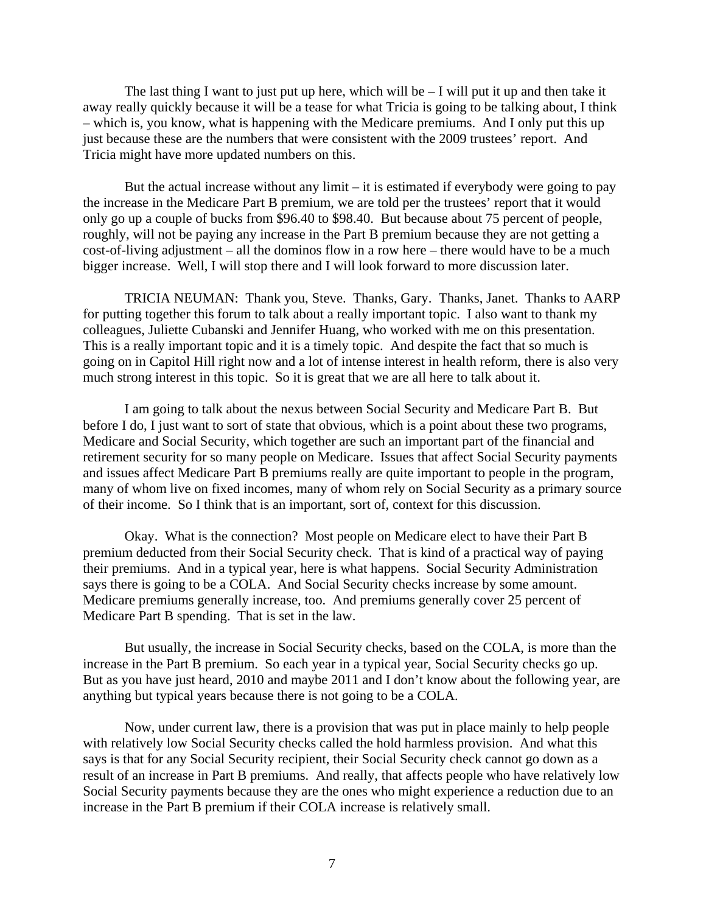The last thing I want to just put up here, which will be – I will put it up and then take it away really quickly because it will be a tease for what Tricia is going to be talking about, I think – which is, you know, what is happening with the Medicare premiums. And I only put this up just because these are the numbers that were consistent with the 2009 trustees' report. And Tricia might have more updated numbers on this.

But the actual increase without any limit – it is estimated if everybody were going to pay the increase in the Medicare Part B premium, we are told per the trustees' report that it would only go up a couple of bucks from $96.40 to $98.40. But because about 75 percent of people, roughly, will not be paying any increase in the Part B premium because they are not getting a cost-of-living adjustment – all the dominos flow in a row here – there would have to be a much bigger increase. Well, I will stop there and I will look forward to more discussion later.

TRICIA NEUMAN: Thank you, Steve. Thanks, Gary. Thanks, Janet. Thanks to AARP for putting together this forum to talk about a really important topic. I also want to thank my colleagues, Juliette Cubanski and Jennifer Huang, who worked with me on this presentation. This is a really important topic and it is a timely topic. And despite the fact that so much is going on in Capitol Hill right now and a lot of intense interest in health reform, there is also very much strong interest in this topic. So it is great that we are all here to talk about it.

I am going to talk about the nexus between Social Security and Medicare Part B. But before I do, I just want to sort of state that obvious, which is a point about these two programs, Medicare and Social Security, which together are such an important part of the financial and retirement security for so many people on Medicare. Issues that affect Social Security payments and issues affect Medicare Part B premiums really are quite important to people in the program, many of whom live on fixed incomes, many of whom rely on Social Security as a primary source of their income. So I think that is an important, sort of, context for this discussion.

Okay. What is the connection? Most people on Medicare elect to have their Part B premium deducted from their Social Security check. That is kind of a practical way of paying their premiums. And in a typical year, here is what happens. Social Security Administration says there is going to be a COLA. And Social Security checks increase by some amount. Medicare premiums generally increase, too. And premiums generally cover 25 percent of Medicare Part B spending. That is set in the law.

But usually, the increase in Social Security checks, based on the COLA, is more than the increase in the Part B premium. So each year in a typical year, Social Security checks go up. But as you have just heard, 2010 and maybe 2011 and I don't know about the following year, are anything but typical years because there is not going to be a COLA.

Now, under current law, there is a provision that was put in place mainly to help people with relatively low Social Security checks called the hold harmless provision. And what this says is that for any Social Security recipient, their Social Security check cannot go down as a result of an increase in Part B premiums. And really, that affects people who have relatively low Social Security payments because they are the ones who might experience a reduction due to an increase in the Part B premium if their COLA increase is relatively small.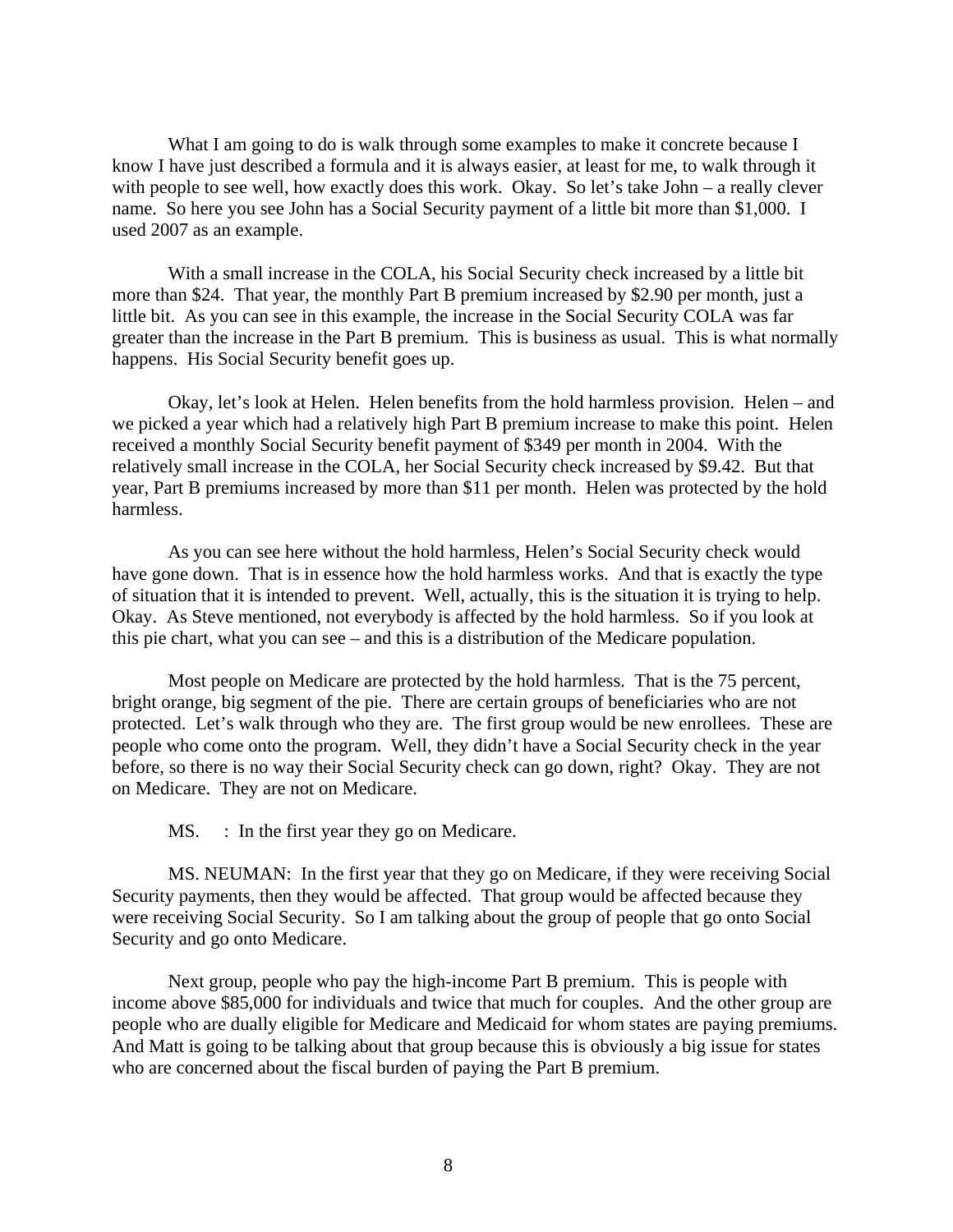What I am going to do is walk through some examples to make it concrete because I know I have just described a formula and it is always easier, at least for me, to walk through it with people to see well, how exactly does this work. Okay. So let's take John – a really clever name. So here you see John has a Social Security payment of a little bit more than $1,000. I used 2007 as an example.

With a small increase in the COLA, his Social Security check increased by a little bit more than $24. That year, the monthly Part B premium increased by $2.90 per month, just a little bit. As you can see in this example, the increase in the Social Security COLA was far greater than the increase in the Part B premium. This is business as usual. This is what normally happens. His Social Security benefit goes up.

Okay, let's look at Helen. Helen benefits from the hold harmless provision. Helen – and we picked a year which had a relatively high Part B premium increase to make this point. Helen received a monthly Social Security benefit payment of $349 per month in 2004. With the relatively small increase in the COLA, her Social Security check increased by $9.42. But that year, Part B premiums increased by more than $11 per month. Helen was protected by the hold harmless.

As you can see here without the hold harmless, Helen's Social Security check would have gone down. That is in essence how the hold harmless works. And that is exactly the type of situation that it is intended to prevent. Well, actually, this is the situation it is trying to help. Okay. As Steve mentioned, not everybody is affected by the hold harmless. So if you look at this pie chart, what you can see – and this is a distribution of the Medicare population.

Most people on Medicare are protected by the hold harmless. That is the 75 percent, bright orange, big segment of the pie. There are certain groups of beneficiaries who are not protected. Let's walk through who they are. The first group would be new enrollees. These are people who come onto the program. Well, they didn't have a Social Security check in the year before, so there is no way their Social Security check can go down, right? Okay. They are not on Medicare. They are not on Medicare.

MS.   : In the first year they go on Medicare.

MS. NEUMAN: In the first year that they go on Medicare, if they were receiving Social Security payments, then they would be affected. That group would be affected because they were receiving Social Security. So I am talking about the group of people that go onto Social Security and go onto Medicare.

Next group, people who pay the high-income Part B premium. This is people with income above $85,000 for individuals and twice that much for couples. And the other group are people who are dually eligible for Medicare and Medicaid for whom states are paying premiums. And Matt is going to be talking about that group because this is obviously a big issue for states who are concerned about the fiscal burden of paying the Part B premium.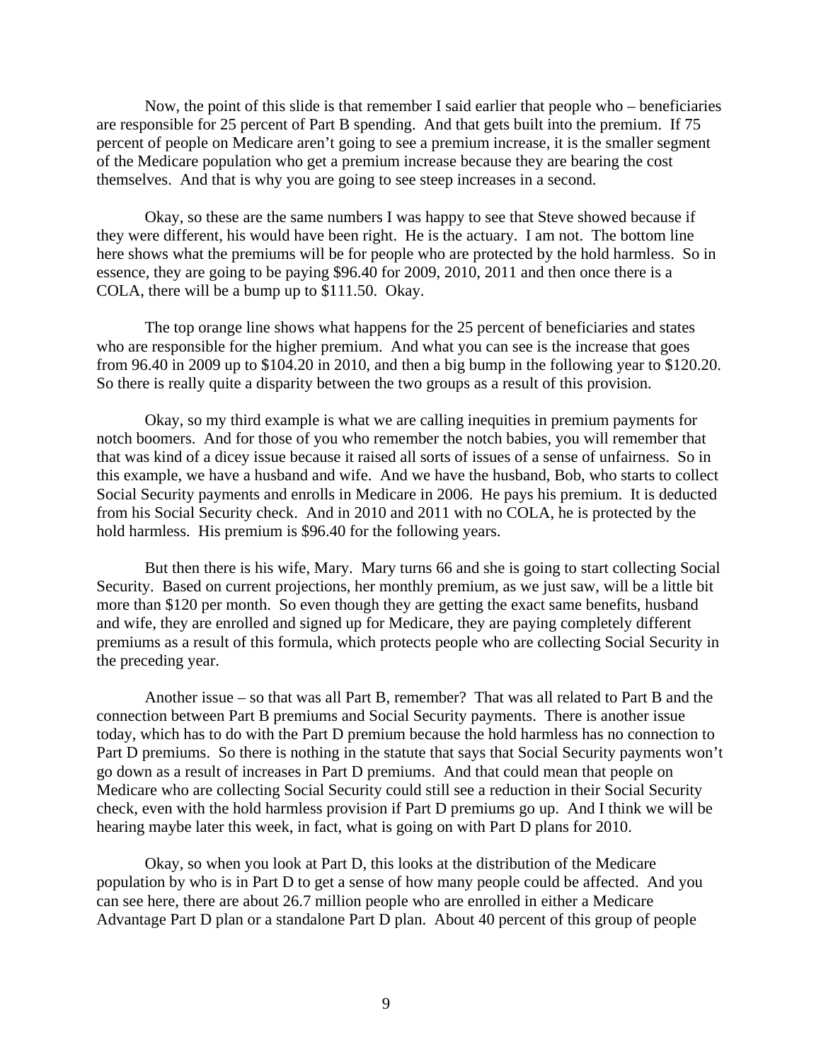Now, the point of this slide is that remember I said earlier that people who – beneficiaries are responsible for 25 percent of Part B spending. And that gets built into the premium. If 75 percent of people on Medicare aren't going to see a premium increase, it is the smaller segment of the Medicare population who get a premium increase because they are bearing the cost themselves. And that is why you are going to see steep increases in a second.

Okay, so these are the same numbers I was happy to see that Steve showed because if they were different, his would have been right. He is the actuary. I am not. The bottom line here shows what the premiums will be for people who are protected by the hold harmless. So in essence, they are going to be paying $96.40 for 2009, 2010, 2011 and then once there is a COLA, there will be a bump up to $111.50. Okay.

The top orange line shows what happens for the 25 percent of beneficiaries and states who are responsible for the higher premium. And what you can see is the increase that goes from 96.40 in 2009 up to $104.20 in 2010, and then a big bump in the following year to $120.20. So there is really quite a disparity between the two groups as a result of this provision.

Okay, so my third example is what we are calling inequities in premium payments for notch boomers. And for those of you who remember the notch babies, you will remember that that was kind of a dicey issue because it raised all sorts of issues of a sense of unfairness. So in this example, we have a husband and wife. And we have the husband, Bob, who starts to collect Social Security payments and enrolls in Medicare in 2006. He pays his premium. It is deducted from his Social Security check. And in 2010 and 2011 with no COLA, he is protected by the hold harmless. His premium is $96.40 for the following years.

But then there is his wife, Mary. Mary turns 66 and she is going to start collecting Social Security. Based on current projections, her monthly premium, as we just saw, will be a little bit more than $120 per month. So even though they are getting the exact same benefits, husband and wife, they are enrolled and signed up for Medicare, they are paying completely different premiums as a result of this formula, which protects people who are collecting Social Security in the preceding year.

Another issue – so that was all Part B, remember? That was all related to Part B and the connection between Part B premiums and Social Security payments. There is another issue today, which has to do with the Part D premium because the hold harmless has no connection to Part D premiums. So there is nothing in the statute that says that Social Security payments won't go down as a result of increases in Part D premiums. And that could mean that people on Medicare who are collecting Social Security could still see a reduction in their Social Security check, even with the hold harmless provision if Part D premiums go up. And I think we will be hearing maybe later this week, in fact, what is going on with Part D plans for 2010.

Okay, so when you look at Part D, this looks at the distribution of the Medicare population by who is in Part D to get a sense of how many people could be affected. And you can see here, there are about 26.7 million people who are enrolled in either a Medicare Advantage Part D plan or a standalone Part D plan. About 40 percent of this group of people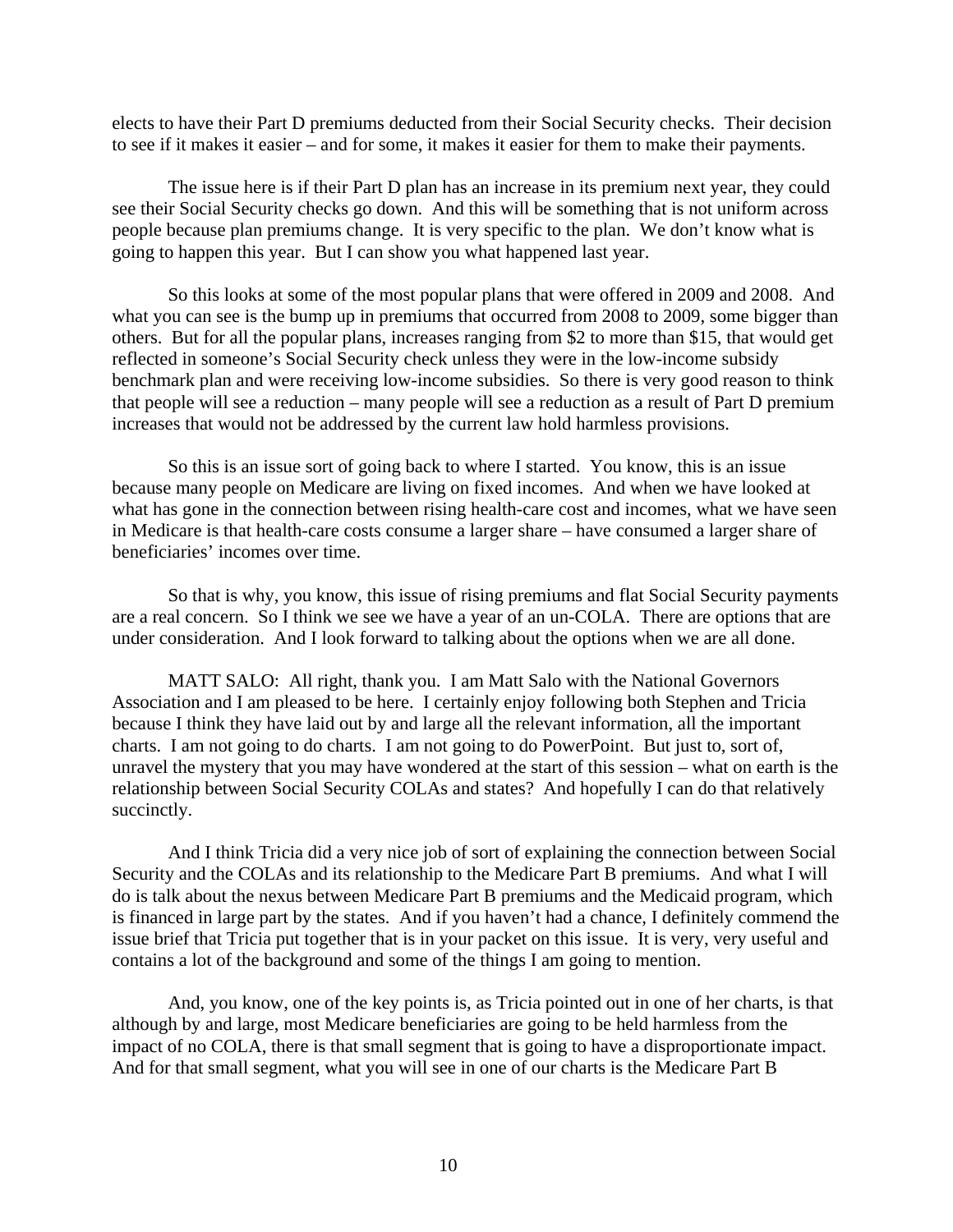elects to have their Part D premiums deducted from their Social Security checks. Their decision to see if it makes it easier – and for some, it makes it easier for them to make their payments.

The issue here is if their Part D plan has an increase in its premium next year, they could see their Social Security checks go down. And this will be something that is not uniform across people because plan premiums change. It is very specific to the plan. We don't know what is going to happen this year. But I can show you what happened last year.

So this looks at some of the most popular plans that were offered in 2009 and 2008. And what you can see is the bump up in premiums that occurred from 2008 to 2009, some bigger than others. But for all the popular plans, increases ranging from $2 to more than $15, that would get reflected in someone's Social Security check unless they were in the low-income subsidy benchmark plan and were receiving low-income subsidies. So there is very good reason to think that people will see a reduction – many people will see a reduction as a result of Part D premium increases that would not be addressed by the current law hold harmless provisions.

So this is an issue sort of going back to where I started. You know, this is an issue because many people on Medicare are living on fixed incomes. And when we have looked at what has gone in the connection between rising health-care cost and incomes, what we have seen in Medicare is that health-care costs consume a larger share – have consumed a larger share of beneficiaries' incomes over time.

So that is why, you know, this issue of rising premiums and flat Social Security payments are a real concern. So I think we see we have a year of an un-COLA. There are options that are under consideration. And I look forward to talking about the options when we are all done.

MATT SALO: All right, thank you. I am Matt Salo with the National Governors Association and I am pleased to be here. I certainly enjoy following both Stephen and Tricia because I think they have laid out by and large all the relevant information, all the important charts. I am not going to do charts. I am not going to do PowerPoint. But just to, sort of, unravel the mystery that you may have wondered at the start of this session – what on earth is the relationship between Social Security COLAs and states? And hopefully I can do that relatively succinctly.

And I think Tricia did a very nice job of sort of explaining the connection between Social Security and the COLAs and its relationship to the Medicare Part B premiums. And what I will do is talk about the nexus between Medicare Part B premiums and the Medicaid program, which is financed in large part by the states. And if you haven't had a chance, I definitely commend the issue brief that Tricia put together that is in your packet on this issue. It is very, very useful and contains a lot of the background and some of the things I am going to mention.

And, you know, one of the key points is, as Tricia pointed out in one of her charts, is that although by and large, most Medicare beneficiaries are going to be held harmless from the impact of no COLA, there is that small segment that is going to have a disproportionate impact. And for that small segment, what you will see in one of our charts is the Medicare Part B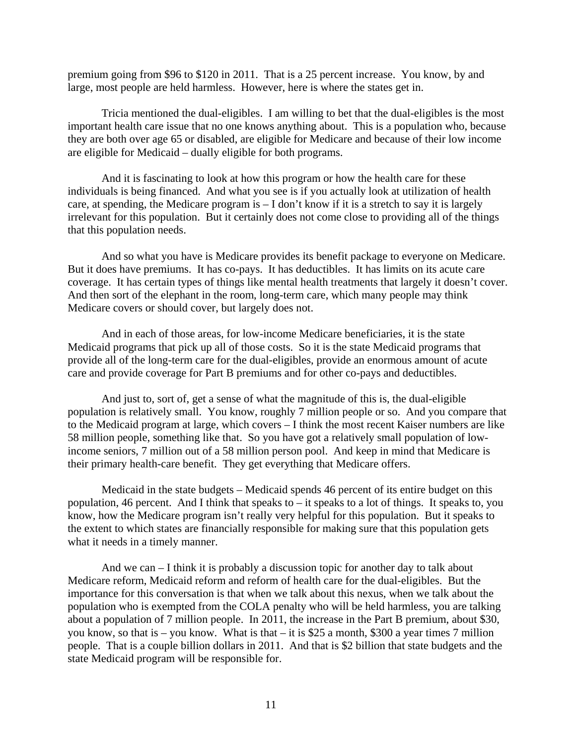premium going from \$96 to \$120 in 2011. That is a 25 percent increase. You know, by and large, most people are held harmless. However, here is where the states get in.

Tricia mentioned the dual-eligibles. I am willing to bet that the dual-eligibles is the most important health care issue that no one knows anything about. This is a population who, because they are both over age 65 or disabled, are eligible for Medicare and because of their low income are eligible for Medicaid – dually eligible for both programs.

And it is fascinating to look at how this program or how the health care for these individuals is being financed. And what you see is if you actually look at utilization of health care, at spending, the Medicare program is – I don't know if it is a stretch to say it is largely irrelevant for this population. But it certainly does not come close to providing all of the things that this population needs.

And so what you have is Medicare provides its benefit package to everyone on Medicare. But it does have premiums. It has co-pays. It has deductibles. It has limits on its acute care coverage. It has certain types of things like mental health treatments that largely it doesn't cover. And then sort of the elephant in the room, long-term care, which many people may think Medicare covers or should cover, but largely does not.

And in each of those areas, for low-income Medicare beneficiaries, it is the state Medicaid programs that pick up all of those costs. So it is the state Medicaid programs that provide all of the long-term care for the dual-eligibles, provide an enormous amount of acute care and provide coverage for Part B premiums and for other co-pays and deductibles.

And just to, sort of, get a sense of what the magnitude of this is, the dual-eligible population is relatively small. You know, roughly 7 million people or so. And you compare that to the Medicaid program at large, which covers – I think the most recent Kaiser numbers are like 58 million people, something like that. So you have got a relatively small population of low-income seniors, 7 million out of a 58 million person pool. And keep in mind that Medicare is their primary health-care benefit. They get everything that Medicare offers.

Medicaid in the state budgets – Medicaid spends 46 percent of its entire budget on this population, 46 percent. And I think that speaks to – it speaks to a lot of things. It speaks to, you know, how the Medicare program isn't really very helpful for this population. But it speaks to the extent to which states are financially responsible for making sure that this population gets what it needs in a timely manner.

And we can – I think it is probably a discussion topic for another day to talk about Medicare reform, Medicaid reform and reform of health care for the dual-eligibles. But the importance for this conversation is that when we talk about this nexus, when we talk about the population who is exempted from the COLA penalty who will be held harmless, you are talking about a population of 7 million people. In 2011, the increase in the Part B premium, about \$30, you know, so that is – you know. What is that – it is \$25 a month, \$300 a year times 7 million people. That is a couple billion dollars in 2011. And that is \$2 billion that state budgets and the state Medicaid program will be responsible for.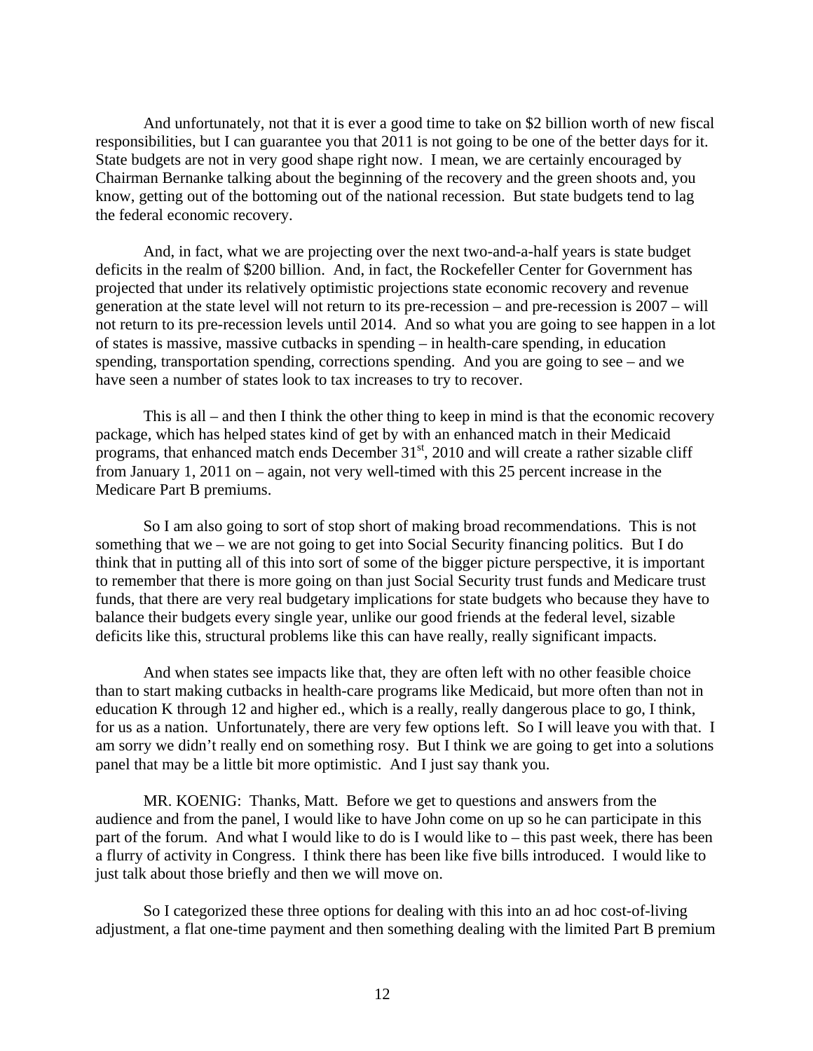And unfortunately, not that it is ever a good time to take on \$2 billion worth of new fiscal responsibilities, but I can guarantee you that 2011 is not going to be one of the better days for it. State budgets are not in very good shape right now. I mean, we are certainly encouraged by Chairman Bernanke talking about the beginning of the recovery and the green shoots and, you know, getting out of the bottoming out of the national recession. But state budgets tend to lag the federal economic recovery.

And, in fact, what we are projecting over the next two-and-a-half years is state budget deficits in the realm of \$200 billion. And, in fact, the Rockefeller Center for Government has projected that under its relatively optimistic projections state economic recovery and revenue generation at the state level will not return to its pre-recession – and pre-recession is 2007 – will not return to its pre-recession levels until 2014. And so what you are going to see happen in a lot of states is massive, massive cutbacks in spending – in health-care spending, in education spending, transportation spending, corrections spending. And you are going to see – and we have seen a number of states look to tax increases to try to recover.

This is all – and then I think the other thing to keep in mind is that the economic recovery package, which has helped states kind of get by with an enhanced match in their Medicaid programs, that enhanced match ends December 31st, 2010 and will create a rather sizable cliff from January 1, 2011 on – again, not very well-timed with this 25 percent increase in the Medicare Part B premiums.

So I am also going to sort of stop short of making broad recommendations. This is not something that we – we are not going to get into Social Security financing politics. But I do think that in putting all of this into sort of some of the bigger picture perspective, it is important to remember that there is more going on than just Social Security trust funds and Medicare trust funds, that there are very real budgetary implications for state budgets who because they have to balance their budgets every single year, unlike our good friends at the federal level, sizable deficits like this, structural problems like this can have really, really significant impacts.

And when states see impacts like that, they are often left with no other feasible choice than to start making cutbacks in health-care programs like Medicaid, but more often than not in education K through 12 and higher ed., which is a really, really dangerous place to go, I think, for us as a nation. Unfortunately, there are very few options left. So I will leave you with that. I am sorry we didn't really end on something rosy. But I think we are going to get into a solutions panel that may be a little bit more optimistic. And I just say thank you.

MR. KOENIG: Thanks, Matt. Before we get to questions and answers from the audience and from the panel, I would like to have John come on up so he can participate in this part of the forum. And what I would like to do is I would like to – this past week, there has been a flurry of activity in Congress. I think there has been like five bills introduced. I would like to just talk about those briefly and then we will move on.

So I categorized these three options for dealing with this into an ad hoc cost-of-living adjustment, a flat one-time payment and then something dealing with the limited Part B premium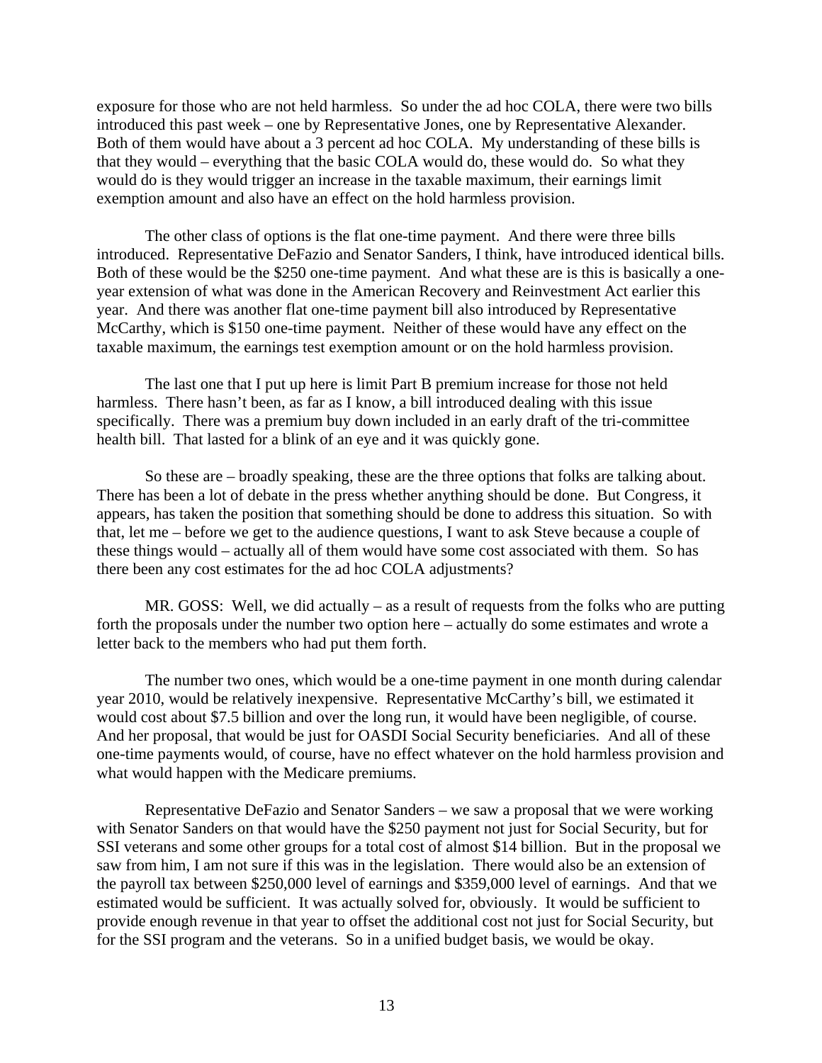exposure for those who are not held harmless. So under the ad hoc COLA, there were two bills introduced this past week – one by Representative Jones, one by Representative Alexander. Both of them would have about a 3 percent ad hoc COLA. My understanding of these bills is that they would – everything that the basic COLA would do, these would do. So what they would do is they would trigger an increase in the taxable maximum, their earnings limit exemption amount and also have an effect on the hold harmless provision.

The other class of options is the flat one-time payment. And there were three bills introduced. Representative DeFazio and Senator Sanders, I think, have introduced identical bills. Both of these would be the $250 one-time payment. And what these are is this is basically a one-year extension of what was done in the American Recovery and Reinvestment Act earlier this year. And there was another flat one-time payment bill also introduced by Representative McCarthy, which is $150 one-time payment. Neither of these would have any effect on the taxable maximum, the earnings test exemption amount or on the hold harmless provision.

The last one that I put up here is limit Part B premium increase for those not held harmless. There hasn't been, as far as I know, a bill introduced dealing with this issue specifically. There was a premium buy down included in an early draft of the tri-committee health bill. That lasted for a blink of an eye and it was quickly gone.

So these are – broadly speaking, these are the three options that folks are talking about. There has been a lot of debate in the press whether anything should be done. But Congress, it appears, has taken the position that something should be done to address this situation. So with that, let me – before we get to the audience questions, I want to ask Steve because a couple of these things would – actually all of them would have some cost associated with them. So has there been any cost estimates for the ad hoc COLA adjustments?

MR. GOSS: Well, we did actually – as a result of requests from the folks who are putting forth the proposals under the number two option here – actually do some estimates and wrote a letter back to the members who had put them forth.

The number two ones, which would be a one-time payment in one month during calendar year 2010, would be relatively inexpensive. Representative McCarthy's bill, we estimated it would cost about $7.5 billion and over the long run, it would have been negligible, of course. And her proposal, that would be just for OASDI Social Security beneficiaries. And all of these one-time payments would, of course, have no effect whatever on the hold harmless provision and what would happen with the Medicare premiums.

Representative DeFazio and Senator Sanders – we saw a proposal that we were working with Senator Sanders on that would have the $250 payment not just for Social Security, but for SSI veterans and some other groups for a total cost of almost $14 billion. But in the proposal we saw from him, I am not sure if this was in the legislation. There would also be an extension of the payroll tax between $250,000 level of earnings and $359,000 level of earnings. And that we estimated would be sufficient. It was actually solved for, obviously. It would be sufficient to provide enough revenue in that year to offset the additional cost not just for Social Security, but for the SSI program and the veterans. So in a unified budget basis, we would be okay.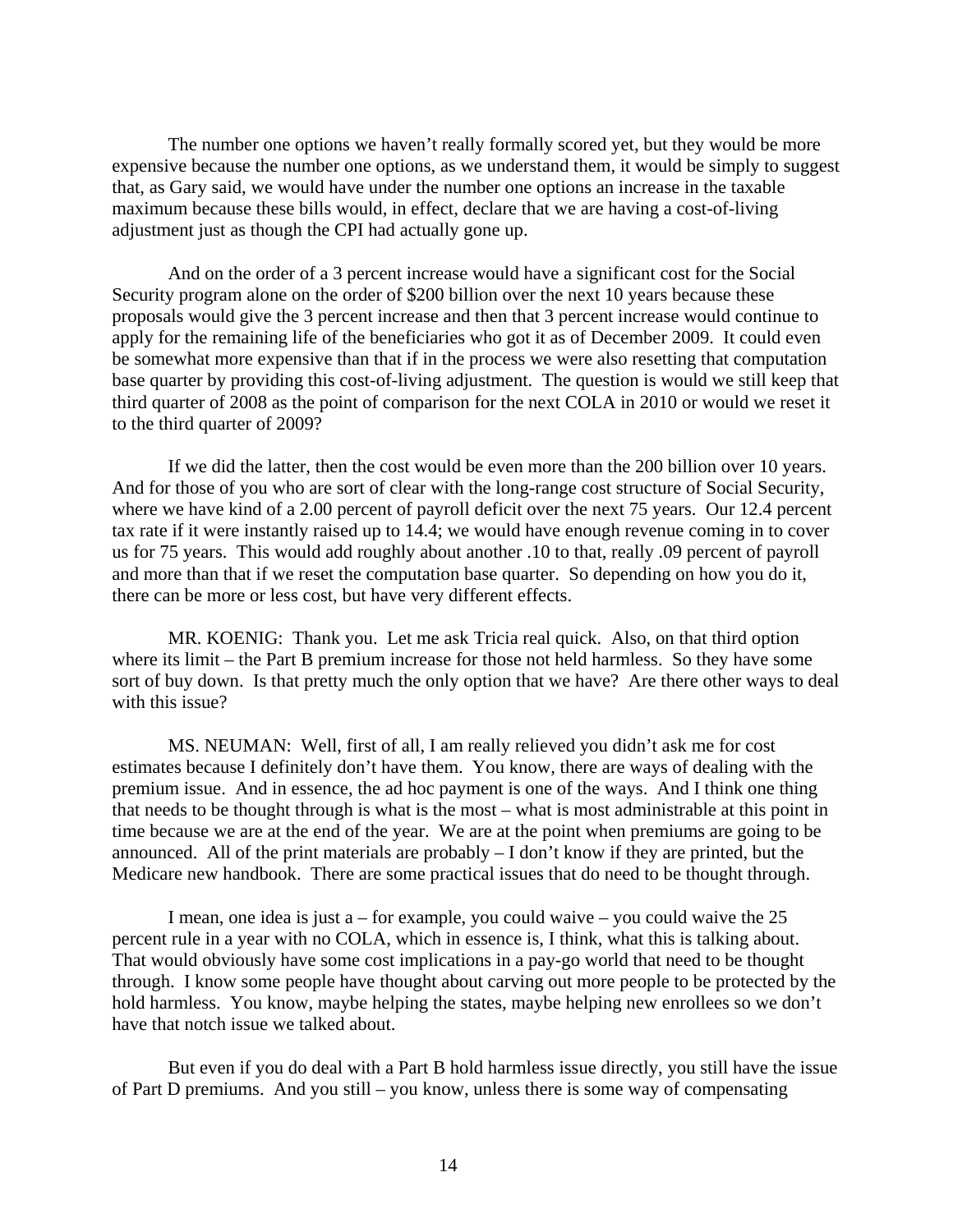The number one options we haven't really formally scored yet, but they would be more expensive because the number one options, as we understand them, it would be simply to suggest that, as Gary said, we would have under the number one options an increase in the taxable maximum because these bills would, in effect, declare that we are having a cost-of-living adjustment just as though the CPI had actually gone up.

And on the order of a 3 percent increase would have a significant cost for the Social Security program alone on the order of $200 billion over the next 10 years because these proposals would give the 3 percent increase and then that 3 percent increase would continue to apply for the remaining life of the beneficiaries who got it as of December 2009. It could even be somewhat more expensive than that if in the process we were also resetting that computation base quarter by providing this cost-of-living adjustment. The question is would we still keep that third quarter of 2008 as the point of comparison for the next COLA in 2010 or would we reset it to the third quarter of 2009?

If we did the latter, then the cost would be even more than the 200 billion over 10 years. And for those of you who are sort of clear with the long-range cost structure of Social Security, where we have kind of a 2.00 percent of payroll deficit over the next 75 years. Our 12.4 percent tax rate if it were instantly raised up to 14.4; we would have enough revenue coming in to cover us for 75 years. This would add roughly about another .10 to that, really .09 percent of payroll and more than that if we reset the computation base quarter. So depending on how you do it, there can be more or less cost, but have very different effects.

MR. KOENIG: Thank you. Let me ask Tricia real quick. Also, on that third option where its limit – the Part B premium increase for those not held harmless. So they have some sort of buy down. Is that pretty much the only option that we have? Are there other ways to deal with this issue?

MS. NEUMAN: Well, first of all, I am really relieved you didn't ask me for cost estimates because I definitely don't have them. You know, there are ways of dealing with the premium issue. And in essence, the ad hoc payment is one of the ways. And I think one thing that needs to be thought through is what is the most – what is most administrable at this point in time because we are at the end of the year. We are at the point when premiums are going to be announced. All of the print materials are probably – I don't know if they are printed, but the Medicare new handbook. There are some practical issues that do need to be thought through.

I mean, one idea is just a – for example, you could waive – you could waive the 25 percent rule in a year with no COLA, which in essence is, I think, what this is talking about. That would obviously have some cost implications in a pay-go world that need to be thought through. I know some people have thought about carving out more people to be protected by the hold harmless. You know, maybe helping the states, maybe helping new enrollees so we don't have that notch issue we talked about.

But even if you do deal with a Part B hold harmless issue directly, you still have the issue of Part D premiums. And you still – you know, unless there is some way of compensating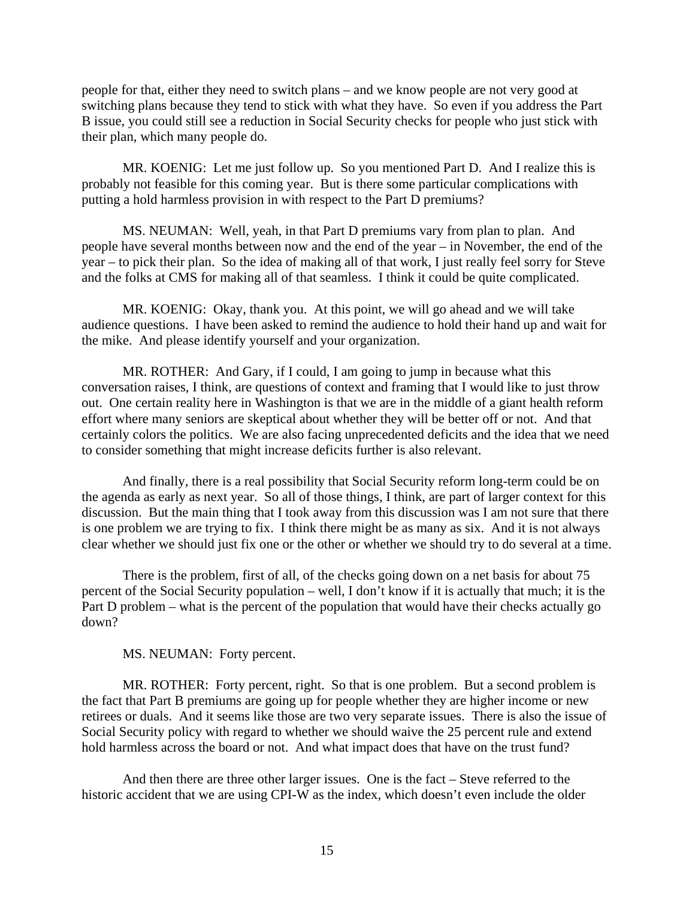people for that, either they need to switch plans – and we know people are not very good at switching plans because they tend to stick with what they have. So even if you address the Part B issue, you could still see a reduction in Social Security checks for people who just stick with their plan, which many people do.

MR. KOENIG: Let me just follow up. So you mentioned Part D. And I realize this is probably not feasible for this coming year. But is there some particular complications with putting a hold harmless provision in with respect to the Part D premiums?

MS. NEUMAN: Well, yeah, in that Part D premiums vary from plan to plan. And people have several months between now and the end of the year – in November, the end of the year – to pick their plan. So the idea of making all of that work, I just really feel sorry for Steve and the folks at CMS for making all of that seamless. I think it could be quite complicated.

MR. KOENIG: Okay, thank you. At this point, we will go ahead and we will take audience questions. I have been asked to remind the audience to hold their hand up and wait for the mike. And please identify yourself and your organization.

MR. ROTHER: And Gary, if I could, I am going to jump in because what this conversation raises, I think, are questions of context and framing that I would like to just throw out. One certain reality here in Washington is that we are in the middle of a giant health reform effort where many seniors are skeptical about whether they will be better off or not. And that certainly colors the politics. We are also facing unprecedented deficits and the idea that we need to consider something that might increase deficits further is also relevant.

And finally, there is a real possibility that Social Security reform long-term could be on the agenda as early as next year. So all of those things, I think, are part of larger context for this discussion. But the main thing that I took away from this discussion was I am not sure that there is one problem we are trying to fix. I think there might be as many as six. And it is not always clear whether we should just fix one or the other or whether we should try to do several at a time.

There is the problem, first of all, of the checks going down on a net basis for about 75 percent of the Social Security population – well, I don't know if it is actually that much; it is the Part D problem – what is the percent of the population that would have their checks actually go down?

MS. NEUMAN: Forty percent.

MR. ROTHER: Forty percent, right. So that is one problem. But a second problem is the fact that Part B premiums are going up for people whether they are higher income or new retirees or duals. And it seems like those are two very separate issues. There is also the issue of Social Security policy with regard to whether we should waive the 25 percent rule and extend hold harmless across the board or not. And what impact does that have on the trust fund?

And then there are three other larger issues. One is the fact – Steve referred to the historic accident that we are using CPI-W as the index, which doesn't even include the older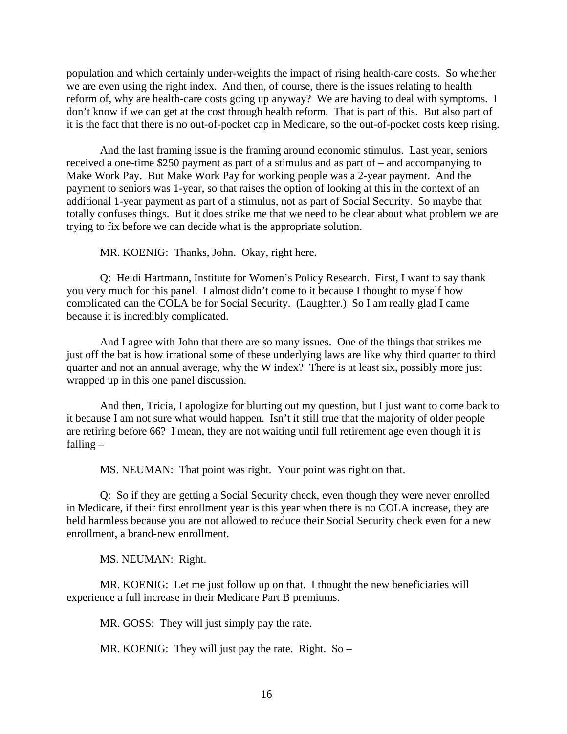population and which certainly under-weights the impact of rising health-care costs. So whether we are even using the right index. And then, of course, there is the issues relating to health reform of, why are health-care costs going up anyway? We are having to deal with symptoms. I don't know if we can get at the cost through health reform. That is part of this. But also part of it is the fact that there is no out-of-pocket cap in Medicare, so the out-of-pocket costs keep rising.

And the last framing issue is the framing around economic stimulus. Last year, seniors received a one-time $250 payment as part of a stimulus and as part of – and accompanying to Make Work Pay. But Make Work Pay for working people was a 2-year payment. And the payment to seniors was 1-year, so that raises the option of looking at this in the context of an additional 1-year payment as part of a stimulus, not as part of Social Security. So maybe that totally confuses things. But it does strike me that we need to be clear about what problem we are trying to fix before we can decide what is the appropriate solution.

MR. KOENIG: Thanks, John. Okay, right here.

Q: Heidi Hartmann, Institute for Women's Policy Research. First, I want to say thank you very much for this panel. I almost didn't come to it because I thought to myself how complicated can the COLA be for Social Security. (Laughter.) So I am really glad I came because it is incredibly complicated.

And I agree with John that there are so many issues. One of the things that strikes me just off the bat is how irrational some of these underlying laws are like why third quarter to third quarter and not an annual average, why the W index? There is at least six, possibly more just wrapped up in this one panel discussion.

And then, Tricia, I apologize for blurting out my question, but I just want to come back to it because I am not sure what would happen. Isn't it still true that the majority of older people are retiring before 66? I mean, they are not waiting until full retirement age even though it is falling –

MS. NEUMAN: That point was right. Your point was right on that.

Q: So if they are getting a Social Security check, even though they were never enrolled in Medicare, if their first enrollment year is this year when there is no COLA increase, they are held harmless because you are not allowed to reduce their Social Security check even for a new enrollment, a brand-new enrollment.

MS. NEUMAN: Right.

MR. KOENIG: Let me just follow up on that. I thought the new beneficiaries will experience a full increase in their Medicare Part B premiums.

MR. GOSS: They will just simply pay the rate.

MR. KOENIG: They will just pay the rate. Right. So –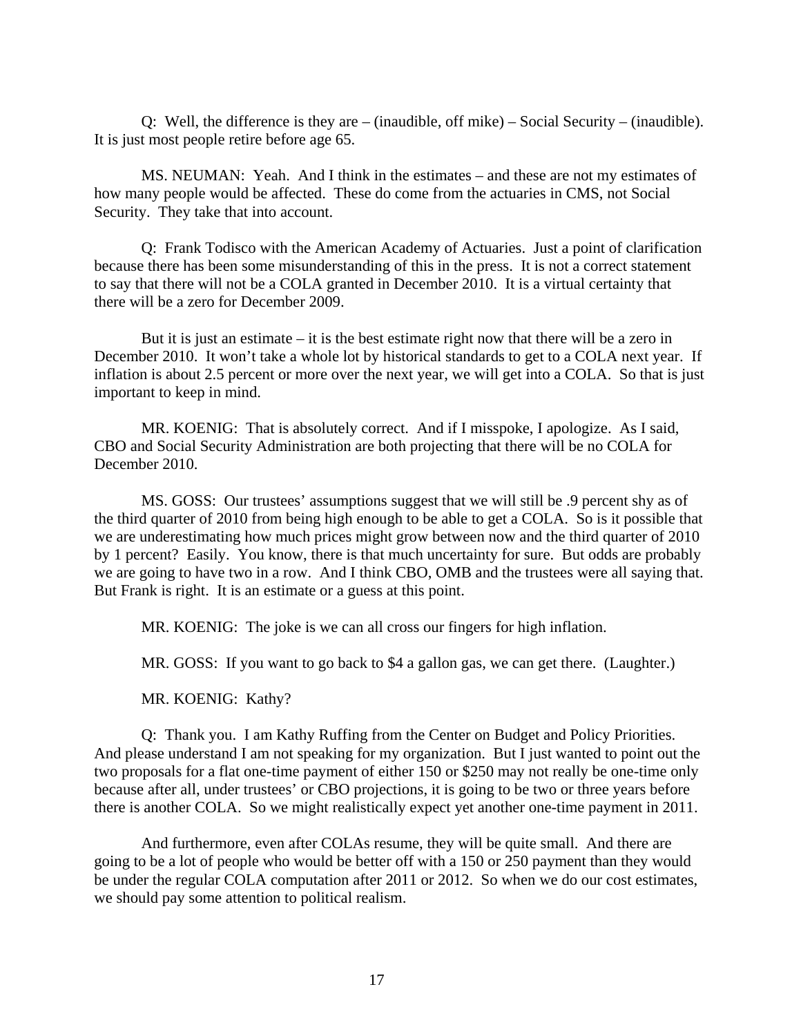Q: Well, the difference is they are – (inaudible, off mike) – Social Security – (inaudible). It is just most people retire before age 65.

MS. NEUMAN: Yeah. And I think in the estimates – and these are not my estimates of how many people would be affected. These do come from the actuaries in CMS, not Social Security. They take that into account.

Q: Frank Todisco with the American Academy of Actuaries. Just a point of clarification because there has been some misunderstanding of this in the press. It is not a correct statement to say that there will not be a COLA granted in December 2010. It is a virtual certainty that there will be a zero for December 2009.

But it is just an estimate – it is the best estimate right now that there will be a zero in December 2010. It won't take a whole lot by historical standards to get to a COLA next year. If inflation is about 2.5 percent or more over the next year, we will get into a COLA. So that is just important to keep in mind.

MR. KOENIG: That is absolutely correct. And if I misspoke, I apologize. As I said, CBO and Social Security Administration are both projecting that there will be no COLA for December 2010.

MS. GOSS: Our trustees' assumptions suggest that we will still be .9 percent shy as of the third quarter of 2010 from being high enough to be able to get a COLA. So is it possible that we are underestimating how much prices might grow between now and the third quarter of 2010 by 1 percent? Easily. You know, there is that much uncertainty for sure. But odds are probably we are going to have two in a row. And I think CBO, OMB and the trustees were all saying that. But Frank is right. It is an estimate or a guess at this point.

MR. KOENIG: The joke is we can all cross our fingers for high inflation.

MR. GOSS: If you want to go back to $4 a gallon gas, we can get there. (Laughter.)

MR. KOENIG: Kathy?

Q: Thank you. I am Kathy Ruffing from the Center on Budget and Policy Priorities. And please understand I am not speaking for my organization. But I just wanted to point out the two proposals for a flat one-time payment of either 150 or $250 may not really be one-time only because after all, under trustees' or CBO projections, it is going to be two or three years before there is another COLA. So we might realistically expect yet another one-time payment in 2011.

And furthermore, even after COLAs resume, they will be quite small. And there are going to be a lot of people who would be better off with a 150 or 250 payment than they would be under the regular COLA computation after 2011 or 2012. So when we do our cost estimates, we should pay some attention to political realism.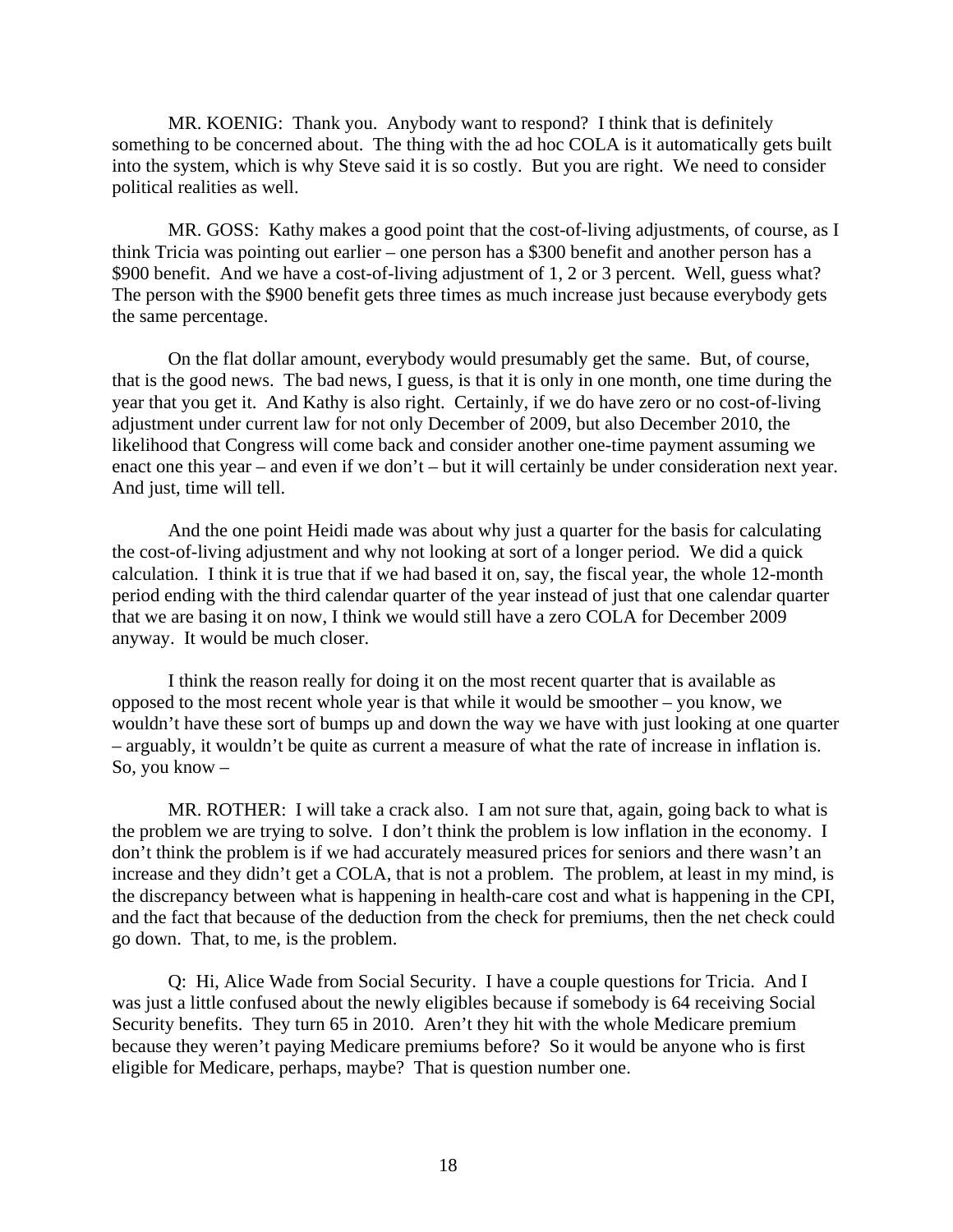MR. KOENIG: Thank you. Anybody want to respond? I think that is definitely something to be concerned about. The thing with the ad hoc COLA is it automatically gets built into the system, which is why Steve said it is so costly. But you are right. We need to consider political realities as well.

MR. GOSS: Kathy makes a good point that the cost-of-living adjustments, of course, as I think Tricia was pointing out earlier – one person has a $300 benefit and another person has a $900 benefit. And we have a cost-of-living adjustment of 1, 2 or 3 percent. Well, guess what? The person with the $900 benefit gets three times as much increase just because everybody gets the same percentage.

On the flat dollar amount, everybody would presumably get the same. But, of course, that is the good news. The bad news, I guess, is that it is only in one month, one time during the year that you get it. And Kathy is also right. Certainly, if we do have zero or no cost-of-living adjustment under current law for not only December of 2009, but also December 2010, the likelihood that Congress will come back and consider another one-time payment assuming we enact one this year – and even if we don't – but it will certainly be under consideration next year. And just, time will tell.

And the one point Heidi made was about why just a quarter for the basis for calculating the cost-of-living adjustment and why not looking at sort of a longer period. We did a quick calculation. I think it is true that if we had based it on, say, the fiscal year, the whole 12-month period ending with the third calendar quarter of the year instead of just that one calendar quarter that we are basing it on now, I think we would still have a zero COLA for December 2009 anyway. It would be much closer.

I think the reason really for doing it on the most recent quarter that is available as opposed to the most recent whole year is that while it would be smoother – you know, we wouldn't have these sort of bumps up and down the way we have with just looking at one quarter – arguably, it wouldn't be quite as current a measure of what the rate of increase in inflation is. So, you know –

MR. ROTHER: I will take a crack also. I am not sure that, again, going back to what is the problem we are trying to solve. I don't think the problem is low inflation in the economy. I don't think the problem is if we had accurately measured prices for seniors and there wasn't an increase and they didn't get a COLA, that is not a problem. The problem, at least in my mind, is the discrepancy between what is happening in health-care cost and what is happening in the CPI, and the fact that because of the deduction from the check for premiums, then the net check could go down. That, to me, is the problem.

Q: Hi, Alice Wade from Social Security. I have a couple questions for Tricia. And I was just a little confused about the newly eligibles because if somebody is 64 receiving Social Security benefits. They turn 65 in 2010. Aren't they hit with the whole Medicare premium because they weren't paying Medicare premiums before? So it would be anyone who is first eligible for Medicare, perhaps, maybe? That is question number one.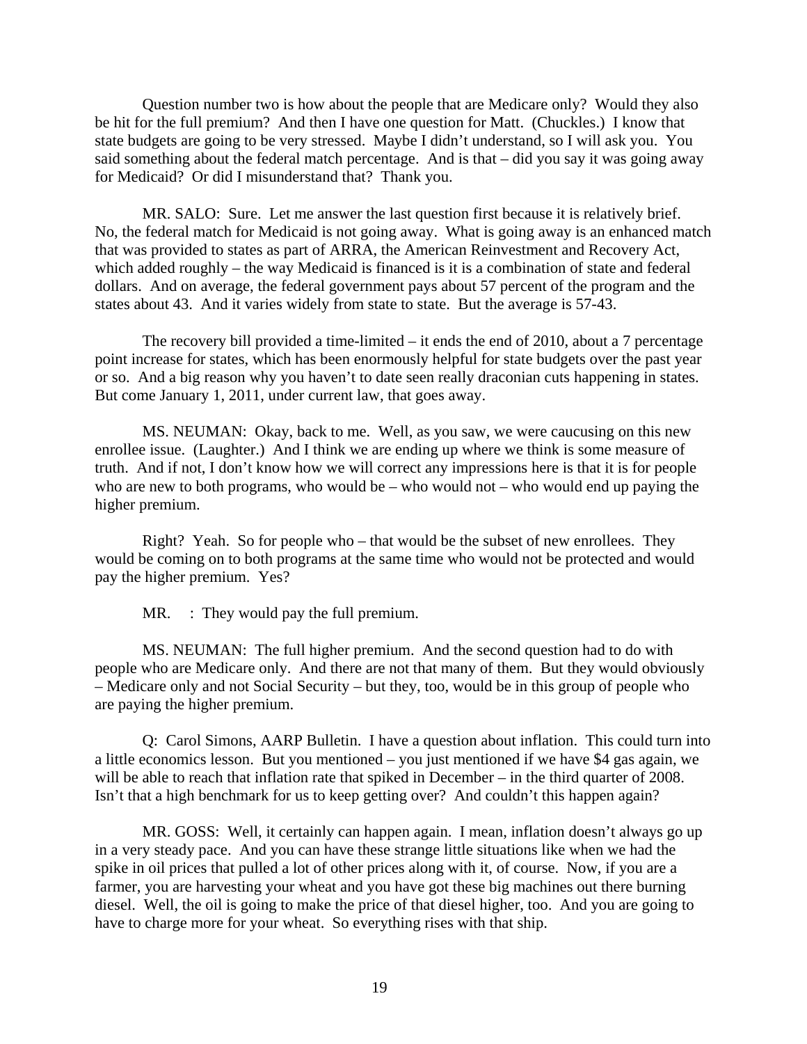Question number two is how about the people that are Medicare only? Would they also be hit for the full premium? And then I have one question for Matt. (Chuckles.) I know that state budgets are going to be very stressed. Maybe I didn't understand, so I will ask you. You said something about the federal match percentage. And is that – did you say it was going away for Medicaid? Or did I misunderstand that? Thank you.

MR. SALO: Sure. Let me answer the last question first because it is relatively brief. No, the federal match for Medicaid is not going away. What is going away is an enhanced match that was provided to states as part of ARRA, the American Reinvestment and Recovery Act, which added roughly – the way Medicaid is financed is it is a combination of state and federal dollars. And on average, the federal government pays about 57 percent of the program and the states about 43. And it varies widely from state to state. But the average is 57-43.

The recovery bill provided a time-limited – it ends the end of 2010, about a 7 percentage point increase for states, which has been enormously helpful for state budgets over the past year or so. And a big reason why you haven't to date seen really draconian cuts happening in states. But come January 1, 2011, under current law, that goes away.

MS. NEUMAN: Okay, back to me. Well, as you saw, we were caucusing on this new enrollee issue. (Laughter.) And I think we are ending up where we think is some measure of truth. And if not, I don't know how we will correct any impressions here is that it is for people who are new to both programs, who would be – who would not – who would end up paying the higher premium.

Right? Yeah. So for people who – that would be the subset of new enrollees. They would be coming on to both programs at the same time who would not be protected and would pay the higher premium. Yes?

MR. : They would pay the full premium.

MS. NEUMAN: The full higher premium. And the second question had to do with people who are Medicare only. And there are not that many of them. But they would obviously – Medicare only and not Social Security – but they, too, would be in this group of people who are paying the higher premium.

Q: Carol Simons, AARP Bulletin. I have a question about inflation. This could turn into a little economics lesson. But you mentioned – you just mentioned if we have $4 gas again, we will be able to reach that inflation rate that spiked in December – in the third quarter of 2008. Isn't that a high benchmark for us to keep getting over? And couldn't this happen again?

MR. GOSS: Well, it certainly can happen again. I mean, inflation doesn't always go up in a very steady pace. And you can have these strange little situations like when we had the spike in oil prices that pulled a lot of other prices along with it, of course. Now, if you are a farmer, you are harvesting your wheat and you have got these big machines out there burning diesel. Well, the oil is going to make the price of that diesel higher, too. And you are going to have to charge more for your wheat. So everything rises with that ship.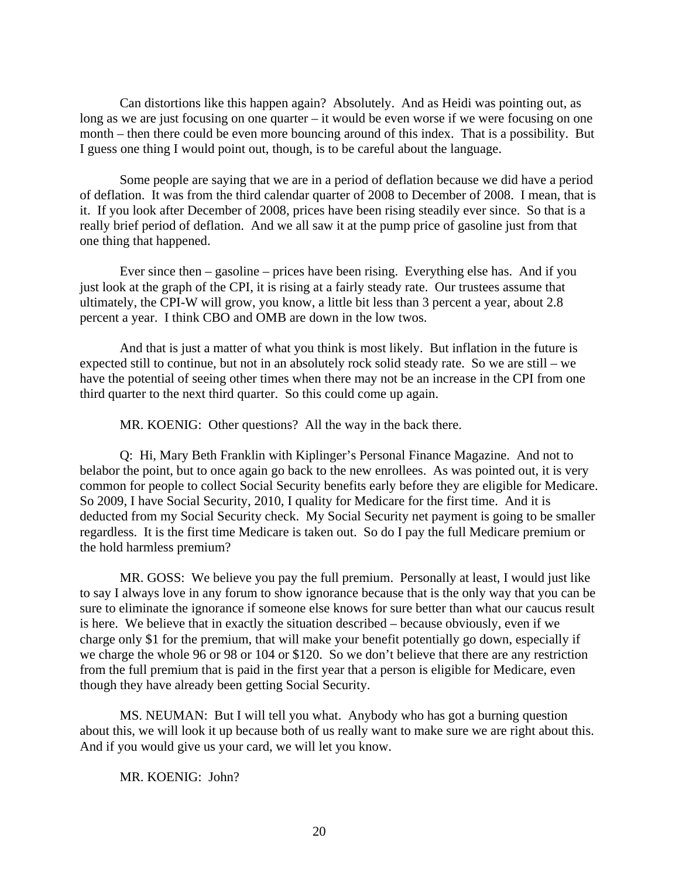Can distortions like this happen again? Absolutely. And as Heidi was pointing out, as long as we are just focusing on one quarter – it would be even worse if we were focusing on one month – then there could be even more bouncing around of this index. That is a possibility. But I guess one thing I would point out, though, is to be careful about the language.

Some people are saying that we are in a period of deflation because we did have a period of deflation. It was from the third calendar quarter of 2008 to December of 2008. I mean, that is it. If you look after December of 2008, prices have been rising steadily ever since. So that is a really brief period of deflation. And we all saw it at the pump price of gasoline just from that one thing that happened.

Ever since then – gasoline – prices have been rising. Everything else has. And if you just look at the graph of the CPI, it is rising at a fairly steady rate. Our trustees assume that ultimately, the CPI-W will grow, you know, a little bit less than 3 percent a year, about 2.8 percent a year. I think CBO and OMB are down in the low twos.

And that is just a matter of what you think is most likely. But inflation in the future is expected still to continue, but not in an absolutely rock solid steady rate. So we are still – we have the potential of seeing other times when there may not be an increase in the CPI from one third quarter to the next third quarter. So this could come up again.

MR. KOENIG: Other questions? All the way in the back there.

Q: Hi, Mary Beth Franklin with Kiplinger's Personal Finance Magazine. And not to belabor the point, but to once again go back to the new enrollees. As was pointed out, it is very common for people to collect Social Security benefits early before they are eligible for Medicare. So 2009, I have Social Security, 2010, I quality for Medicare for the first time. And it is deducted from my Social Security check. My Social Security net payment is going to be smaller regardless. It is the first time Medicare is taken out. So do I pay the full Medicare premium or the hold harmless premium?

MR. GOSS: We believe you pay the full premium. Personally at least, I would just like to say I always love in any forum to show ignorance because that is the only way that you can be sure to eliminate the ignorance if someone else knows for sure better than what our caucus result is here. We believe that in exactly the situation described – because obviously, even if we charge only $1 for the premium, that will make your benefit potentially go down, especially if we charge the whole 96 or 98 or 104 or $120. So we don't believe that there are any restriction from the full premium that is paid in the first year that a person is eligible for Medicare, even though they have already been getting Social Security.

MS. NEUMAN: But I will tell you what. Anybody who has got a burning question about this, we will look it up because both of us really want to make sure we are right about this. And if you would give us your card, we will let you know.

MR. KOENIG: John?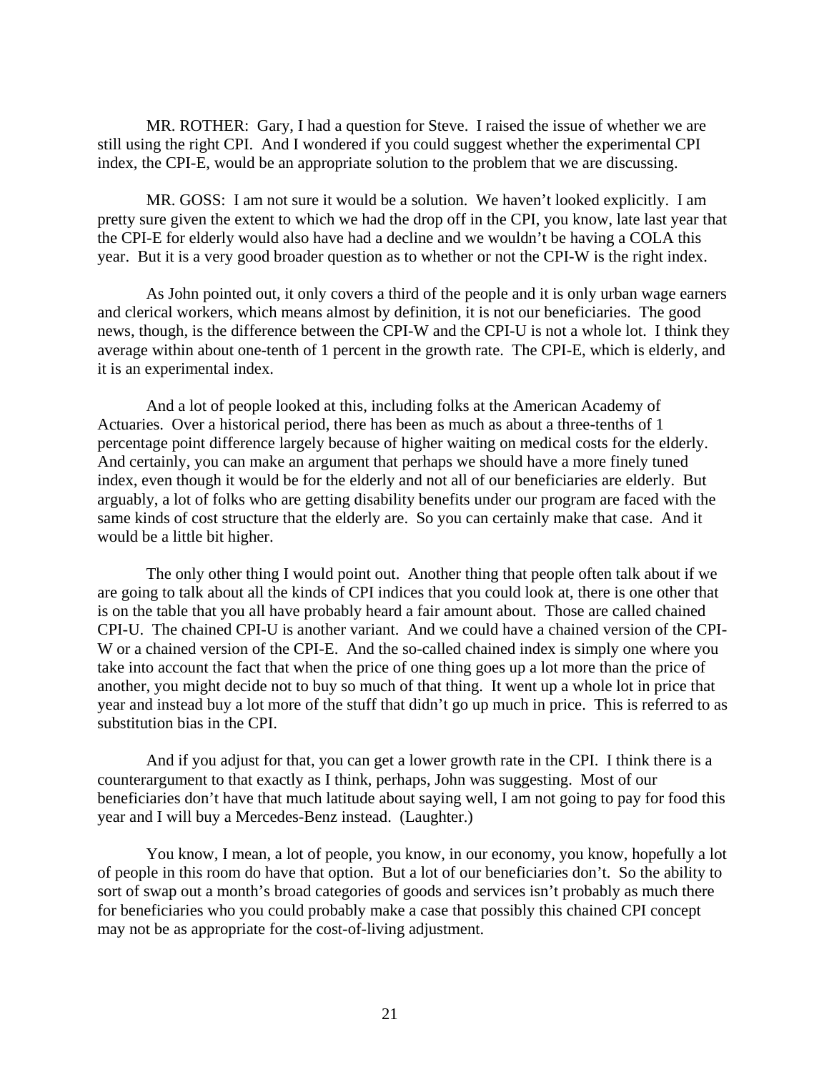MR. ROTHER: Gary, I had a question for Steve. I raised the issue of whether we are still using the right CPI. And I wondered if you could suggest whether the experimental CPI index, the CPI-E, would be an appropriate solution to the problem that we are discussing.

MR. GOSS: I am not sure it would be a solution. We haven't looked explicitly. I am pretty sure given the extent to which we had the drop off in the CPI, you know, late last year that the CPI-E for elderly would also have had a decline and we wouldn't be having a COLA this year. But it is a very good broader question as to whether or not the CPI-W is the right index.

As John pointed out, it only covers a third of the people and it is only urban wage earners and clerical workers, which means almost by definition, it is not our beneficiaries. The good news, though, is the difference between the CPI-W and the CPI-U is not a whole lot. I think they average within about one-tenth of 1 percent in the growth rate. The CPI-E, which is elderly, and it is an experimental index.

And a lot of people looked at this, including folks at the American Academy of Actuaries. Over a historical period, there has been as much as about a three-tenths of 1 percentage point difference largely because of higher waiting on medical costs for the elderly. And certainly, you can make an argument that perhaps we should have a more finely tuned index, even though it would be for the elderly and not all of our beneficiaries are elderly. But arguably, a lot of folks who are getting disability benefits under our program are faced with the same kinds of cost structure that the elderly are. So you can certainly make that case. And it would be a little bit higher.

The only other thing I would point out. Another thing that people often talk about if we are going to talk about all the kinds of CPI indices that you could look at, there is one other that is on the table that you all have probably heard a fair amount about. Those are called chained CPI-U. The chained CPI-U is another variant. And we could have a chained version of the CPI-W or a chained version of the CPI-E. And the so-called chained index is simply one where you take into account the fact that when the price of one thing goes up a lot more than the price of another, you might decide not to buy so much of that thing. It went up a whole lot in price that year and instead buy a lot more of the stuff that didn't go up much in price. This is referred to as substitution bias in the CPI.

And if you adjust for that, you can get a lower growth rate in the CPI. I think there is a counterargument to that exactly as I think, perhaps, John was suggesting. Most of our beneficiaries don't have that much latitude about saying well, I am not going to pay for food this year and I will buy a Mercedes-Benz instead. (Laughter.)

You know, I mean, a lot of people, you know, in our economy, you know, hopefully a lot of people in this room do have that option. But a lot of our beneficiaries don't. So the ability to sort of swap out a month's broad categories of goods and services isn't probably as much there for beneficiaries who you could probably make a case that possibly this chained CPI concept may not be as appropriate for the cost-of-living adjustment.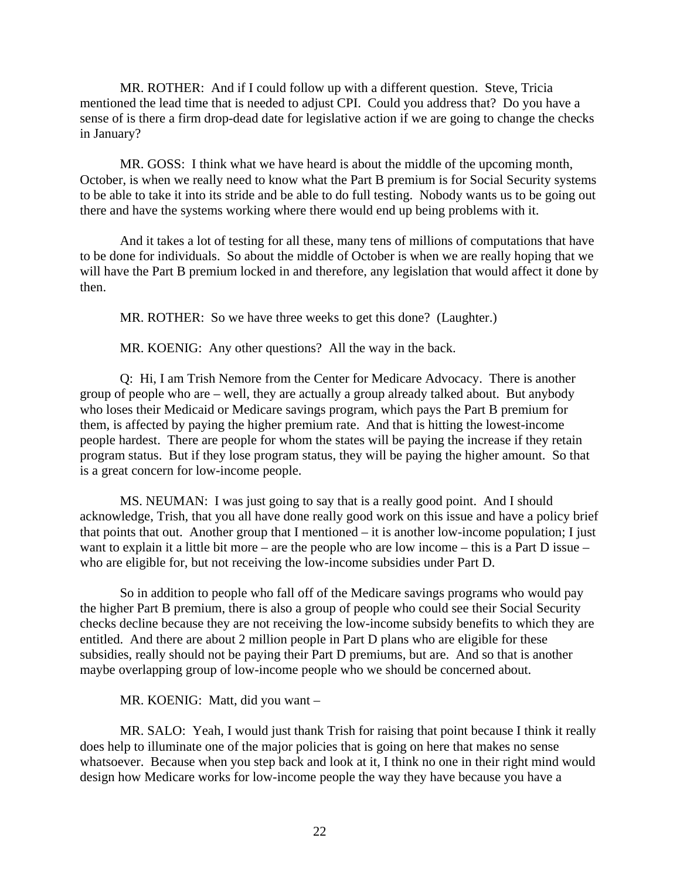MR. ROTHER: And if I could follow up with a different question. Steve, Tricia mentioned the lead time that is needed to adjust CPI. Could you address that? Do you have a sense of is there a firm drop-dead date for legislative action if we are going to change the checks in January?

MR. GOSS: I think what we have heard is about the middle of the upcoming month, October, is when we really need to know what the Part B premium is for Social Security systems to be able to take it into its stride and be able to do full testing. Nobody wants us to be going out there and have the systems working where there would end up being problems with it.

And it takes a lot of testing for all these, many tens of millions of computations that have to be done for individuals. So about the middle of October is when we are really hoping that we will have the Part B premium locked in and therefore, any legislation that would affect it done by then.

MR. ROTHER: So we have three weeks to get this done? (Laughter.)

MR. KOENIG: Any other questions? All the way in the back.

Q: Hi, I am Trish Nemore from the Center for Medicare Advocacy. There is another group of people who are – well, they are actually a group already talked about. But anybody who loses their Medicaid or Medicare savings program, which pays the Part B premium for them, is affected by paying the higher premium rate. And that is hitting the lowest-income people hardest. There are people for whom the states will be paying the increase if they retain program status. But if they lose program status, they will be paying the higher amount. So that is a great concern for low-income people.

MS. NEUMAN: I was just going to say that is a really good point. And I should acknowledge, Trish, that you all have done really good work on this issue and have a policy brief that points that out. Another group that I mentioned – it is another low-income population; I just want to explain it a little bit more – are the people who are low income – this is a Part D issue – who are eligible for, but not receiving the low-income subsidies under Part D.

So in addition to people who fall off of the Medicare savings programs who would pay the higher Part B premium, there is also a group of people who could see their Social Security checks decline because they are not receiving the low-income subsidy benefits to which they are entitled. And there are about 2 million people in Part D plans who are eligible for these subsidies, really should not be paying their Part D premiums, but are. And so that is another maybe overlapping group of low-income people who we should be concerned about.

MR. KOENIG: Matt, did you want –

MR. SALO: Yeah, I would just thank Trish for raising that point because I think it really does help to illuminate one of the major policies that is going on here that makes no sense whatsoever. Because when you step back and look at it, I think no one in their right mind would design how Medicare works for low-income people the way they have because you have a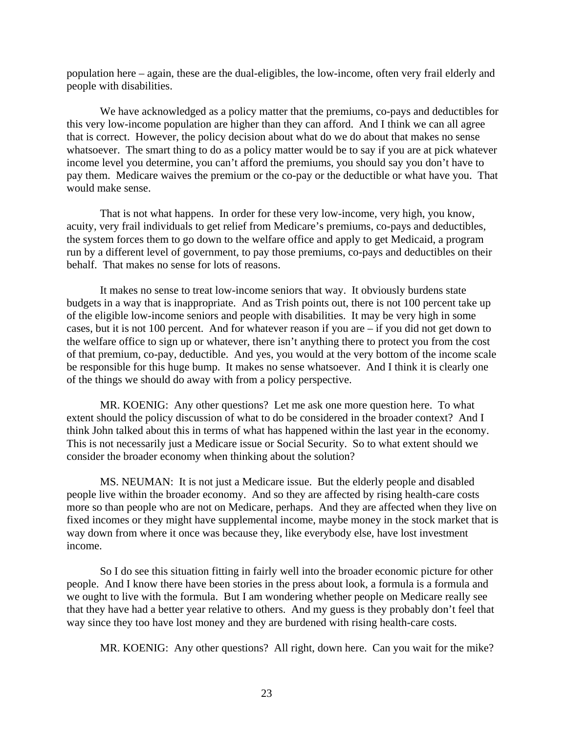population here – again, these are the dual-eligibles, the low-income, often very frail elderly and people with disabilities.

We have acknowledged as a policy matter that the premiums, co-pays and deductibles for this very low-income population are higher than they can afford. And I think we can all agree that is correct. However, the policy decision about what do we do about that makes no sense whatsoever. The smart thing to do as a policy matter would be to say if you are at pick whatever income level you determine, you can't afford the premiums, you should say you don't have to pay them. Medicare waives the premium or the co-pay or the deductible or what have you. That would make sense.

That is not what happens. In order for these very low-income, very high, you know, acuity, very frail individuals to get relief from Medicare's premiums, co-pays and deductibles, the system forces them to go down to the welfare office and apply to get Medicaid, a program run by a different level of government, to pay those premiums, co-pays and deductibles on their behalf. That makes no sense for lots of reasons.

It makes no sense to treat low-income seniors that way. It obviously burdens state budgets in a way that is inappropriate. And as Trish points out, there is not 100 percent take up of the eligible low-income seniors and people with disabilities. It may be very high in some cases, but it is not 100 percent. And for whatever reason if you are – if you did not get down to the welfare office to sign up or whatever, there isn't anything there to protect you from the cost of that premium, co-pay, deductible. And yes, you would at the very bottom of the income scale be responsible for this huge bump. It makes no sense whatsoever. And I think it is clearly one of the things we should do away with from a policy perspective.

MR. KOENIG: Any other questions? Let me ask one more question here. To what extent should the policy discussion of what to do be considered in the broader context? And I think John talked about this in terms of what has happened within the last year in the economy. This is not necessarily just a Medicare issue or Social Security. So to what extent should we consider the broader economy when thinking about the solution?

MS. NEUMAN: It is not just a Medicare issue. But the elderly people and disabled people live within the broader economy. And so they are affected by rising health-care costs more so than people who are not on Medicare, perhaps. And they are affected when they live on fixed incomes or they might have supplemental income, maybe money in the stock market that is way down from where it once was because they, like everybody else, have lost investment income.

So I do see this situation fitting in fairly well into the broader economic picture for other people. And I know there have been stories in the press about look, a formula is a formula and we ought to live with the formula. But I am wondering whether people on Medicare really see that they have had a better year relative to others. And my guess is they probably don't feel that way since they too have lost money and they are burdened with rising health-care costs.

MR. KOENIG: Any other questions? All right, down here. Can you wait for the mike?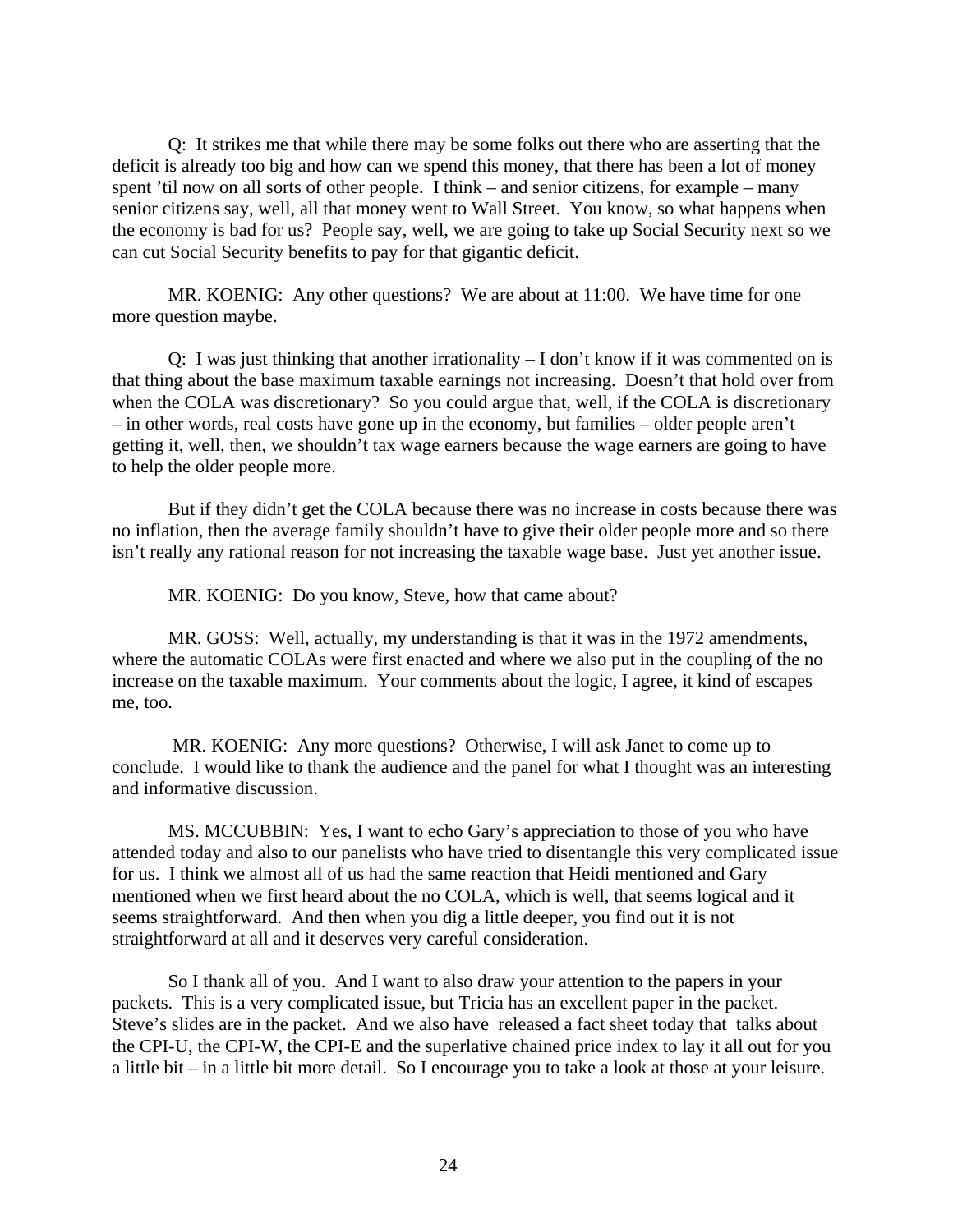Q: It strikes me that while there may be some folks out there who are asserting that the deficit is already too big and how can we spend this money, that there has been a lot of money spent 'til now on all sorts of other people. I think – and senior citizens, for example – many senior citizens say, well, all that money went to Wall Street. You know, so what happens when the economy is bad for us? People say, well, we are going to take up Social Security next so we can cut Social Security benefits to pay for that gigantic deficit.

MR. KOENIG: Any other questions? We are about at 11:00. We have time for one more question maybe.

Q: I was just thinking that another irrationality – I don't know if it was commented on is that thing about the base maximum taxable earnings not increasing. Doesn't that hold over from when the COLA was discretionary? So you could argue that, well, if the COLA is discretionary – in other words, real costs have gone up in the economy, but families – older people aren't getting it, well, then, we shouldn't tax wage earners because the wage earners are going to have to help the older people more.

But if they didn't get the COLA because there was no increase in costs because there was no inflation, then the average family shouldn't have to give their older people more and so there isn't really any rational reason for not increasing the taxable wage base. Just yet another issue.

MR. KOENIG: Do you know, Steve, how that came about?

MR. GOSS: Well, actually, my understanding is that it was in the 1972 amendments, where the automatic COLAs were first enacted and where we also put in the coupling of the no increase on the taxable maximum. Your comments about the logic, I agree, it kind of escapes me, too.

MR. KOENIG: Any more questions? Otherwise, I will ask Janet to come up to conclude. I would like to thank the audience and the panel for what I thought was an interesting and informative discussion.

MS. MCCUBBIN: Yes, I want to echo Gary's appreciation to those of you who have attended today and also to our panelists who have tried to disentangle this very complicated issue for us. I think we almost all of us had the same reaction that Heidi mentioned and Gary mentioned when we first heard about the no COLA, which is well, that seems logical and it seems straightforward. And then when you dig a little deeper, you find out it is not straightforward at all and it deserves very careful consideration.

So I thank all of you. And I want to also draw your attention to the papers in your packets. This is a very complicated issue, but Tricia has an excellent paper in the packet. Steve's slides are in the packet. And we also have released a fact sheet today that talks about the CPI-U, the CPI-W, the CPI-E and the superlative chained price index to lay it all out for you a little bit – in a little bit more detail. So I encourage you to take a look at those at your leisure.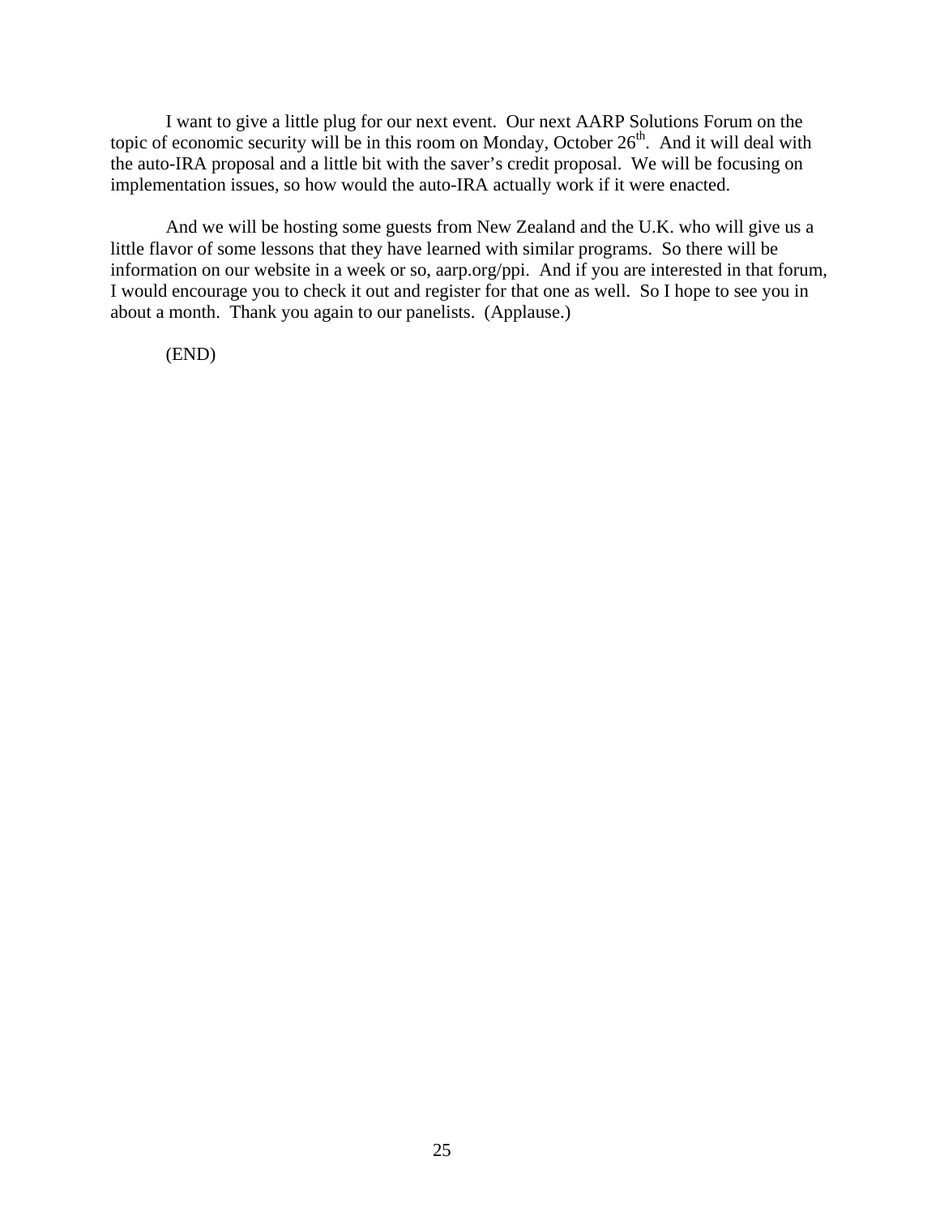I want to give a little plug for our next event. Our next AARP Solutions Forum on the topic of economic security will be in this room on Monday, October 26th. And it will deal with the auto-IRA proposal and a little bit with the saver's credit proposal. We will be focusing on implementation issues, so how would the auto-IRA actually work if it were enacted.

And we will be hosting some guests from New Zealand and the U.K. who will give us a little flavor of some lessons that they have learned with similar programs. So there will be information on our website in a week or so, aarp.org/ppi. And if you are interested in that forum, I would encourage you to check it out and register for that one as well. So I hope to see you in about a month. Thank you again to our panelists. (Applause.)

(END)